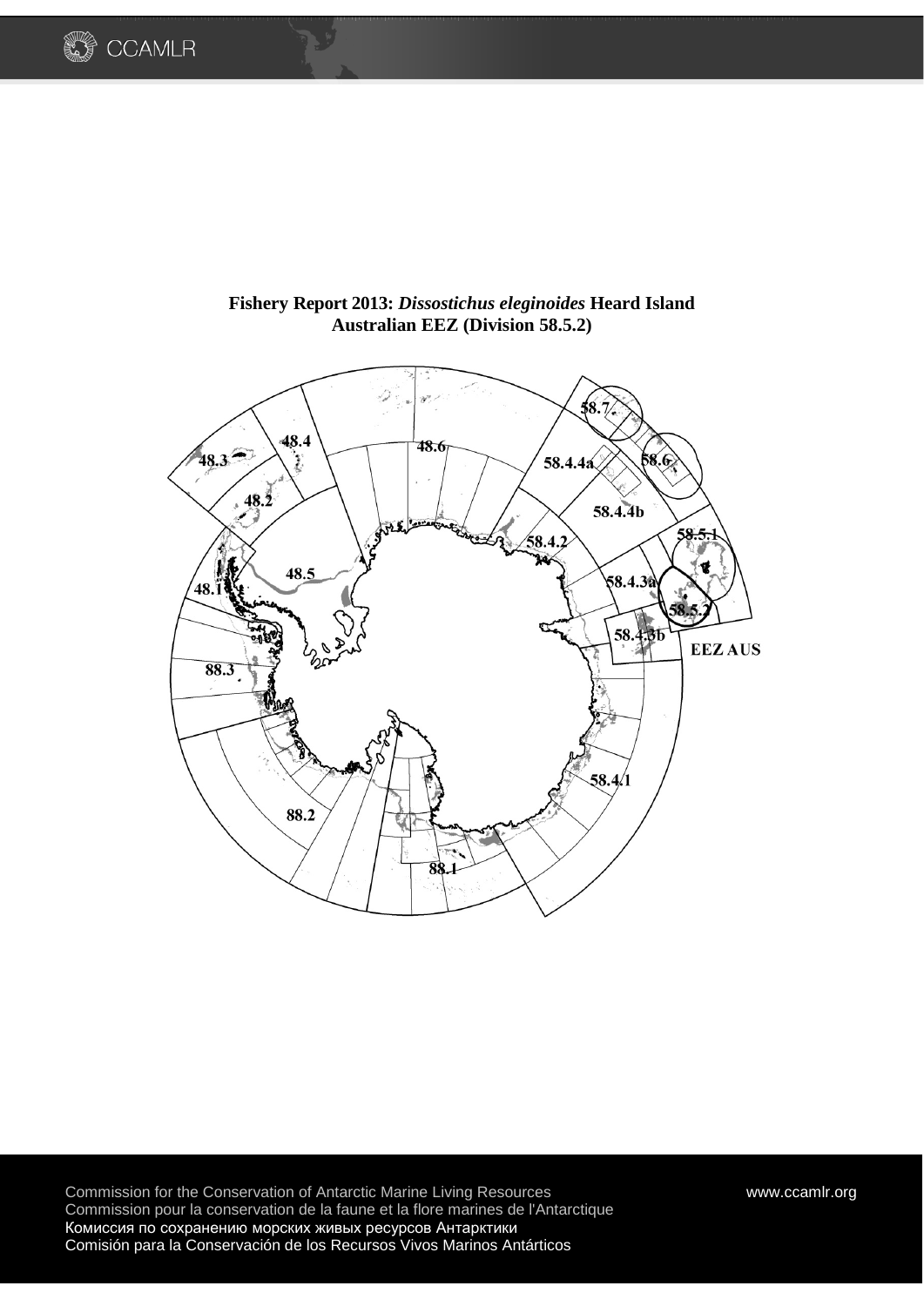# Fishery Report 2013: *Dissostichus eleginoides* Heard Island Australian EEZ (Division 58.5.2)

Commission for the Conservation of Antarctic Marine Living Resources
Commission pour la conservation de la faune et la flore marines de l'Antarctique
Комиссия по сохранению морских живых ресурсов Антарктики
Comisión para la Conservación de los Recursos Vivos Marinos Antárticos

www.ccamlr.org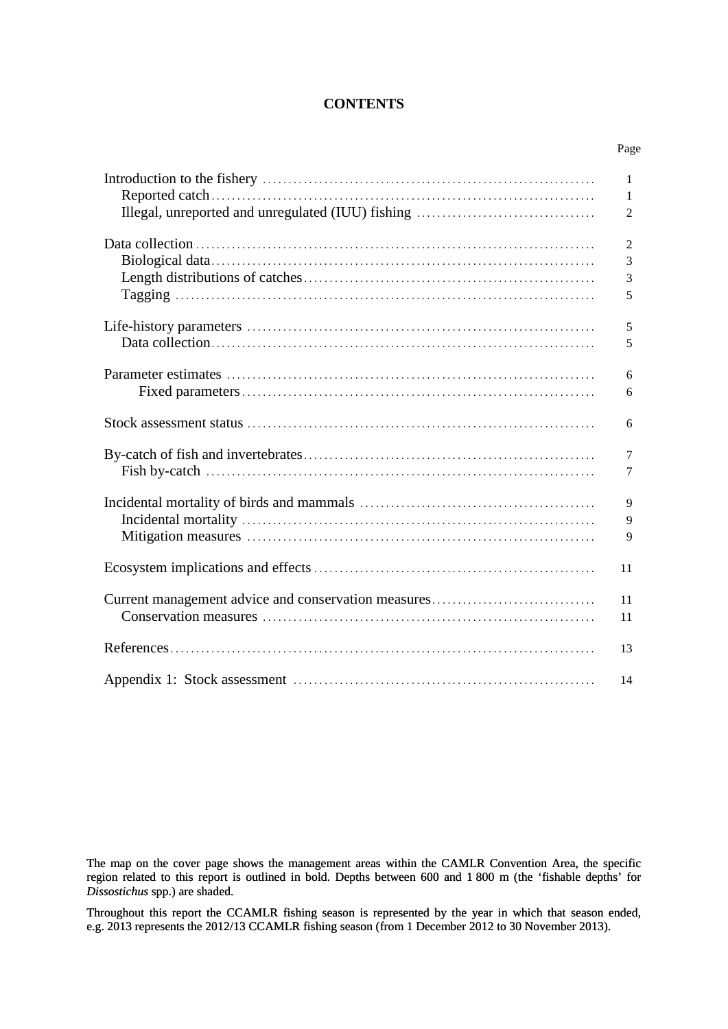# CONTENTS

| | Page |
|---|---|
| Introduction to the fishery | 1 |
| Reported catch | 1 |
| Illegal, unreported and unregulated (IUU) fishing | 2 |
| Data collection | 2 |
| Biological data | 3 |
| Length distributions of catches | 3 |
| Tagging | 5 |
| Life-history parameters | 5 |
| Data collection | 5 |
| Parameter estimates | 6 |
| Fixed parameters | 6 |
| Stock assessment status | 6 |
| By-catch of fish and invertebrates | 7 |
| Fish by-catch | 7 |
| Incidental mortality of birds and mammals | 9 |
| Incidental mortality | 9 |
| Mitigation measures | 9 |
| Ecosystem implications and effects | 11 |
| Current management advice and conservation measures | 11 |
| Conservation measures | 11 |
| References | 13 |
| Appendix 1: Stock assessment | 14 |

The map on the cover page shows the management areas within the CAMLR Convention Area, the specific region related to this report is outlined in bold. Depths between 600 and 1 800 m (the 'fishable depths' for *Dissostichus* spp.) are shaded.

Throughout this report the CCAMLR fishing season is represented by the year in which that season ended, e.g. 2013 represents the 2012/13 CCAMLR fishing season (from 1 December 2012 to 30 November 2013).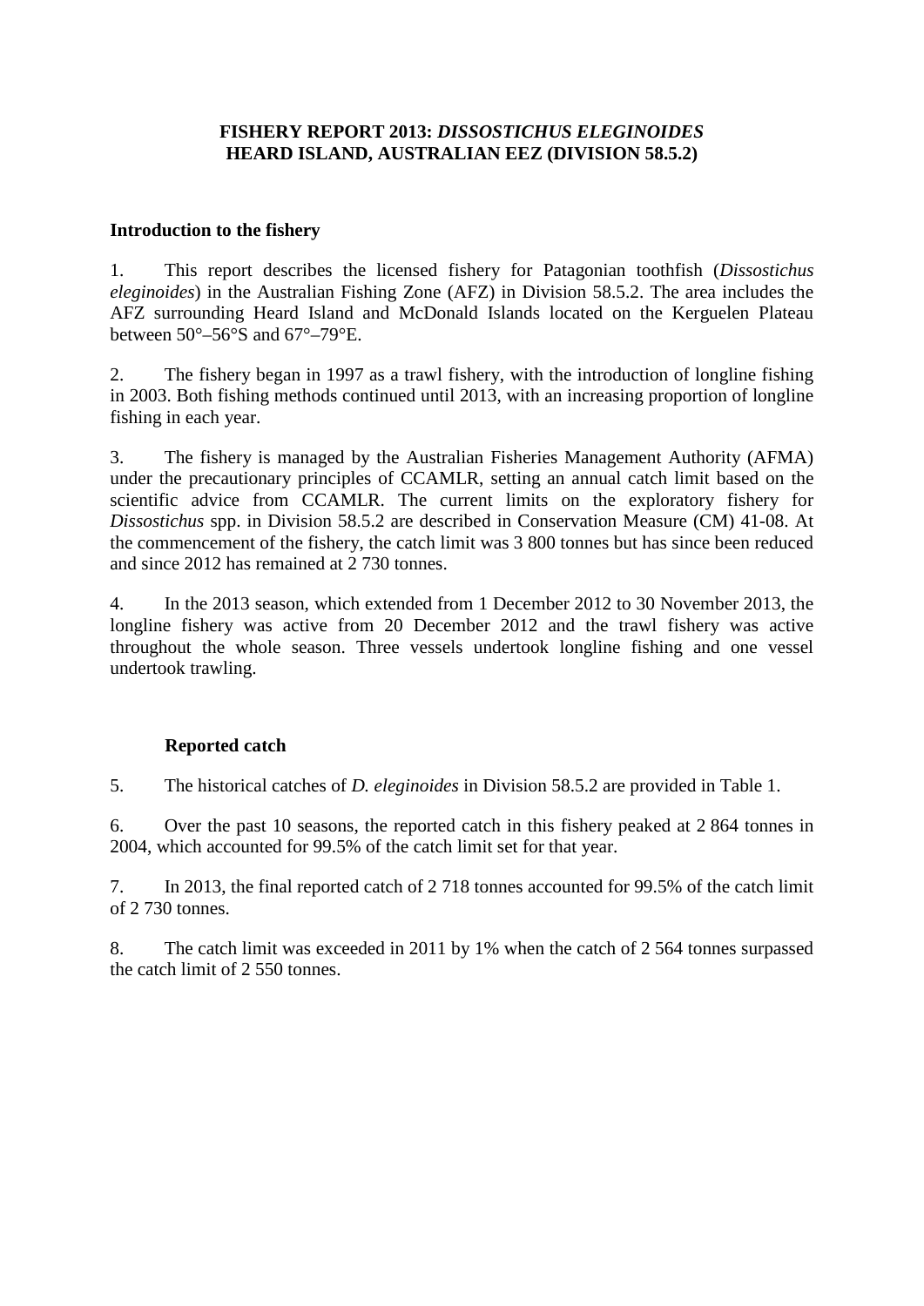**FISHERY REPORT 2013: *DISSOSTICHUS ELEGINOIDES* HEARD ISLAND, AUSTRALIAN EEZ (DIVISION 58.5.2)**

## Introduction to the fishery

1. This report describes the licensed fishery for Patagonian toothfish (*Dissostichus eleginoides*) in the Australian Fishing Zone (AFZ) in Division 58.5.2. The area includes the AFZ surrounding Heard Island and McDonald Islands located on the Kerguelen Plateau between 50°–56°S and 67°–79°E.

2. The fishery began in 1997 as a trawl fishery, with the introduction of longline fishing in 2003. Both fishing methods continued until 2013, with an increasing proportion of longline fishing in each year.

3. The fishery is managed by the Australian Fisheries Management Authority (AFMA) under the precautionary principles of CCAMLR, setting an annual catch limit based on the scientific advice from CCAMLR. The current limits on the exploratory fishery for *Dissostichus* spp. in Division 58.5.2 are described in Conservation Measure (CM) 41-08. At the commencement of the fishery, the catch limit was 3 800 tonnes but has since been reduced and since 2012 has remained at 2 730 tonnes.

4. In the 2013 season, which extended from 1 December 2012 to 30 November 2013, the longline fishery was active from 20 December 2012 and the trawl fishery was active throughout the whole season. Three vessels undertook longline fishing and one vessel undertook trawling.

### Reported catch

5. The historical catches of *D. eleginoides* in Division 58.5.2 are provided in Table 1.

6. Over the past 10 seasons, the reported catch in this fishery peaked at 2 864 tonnes in 2004, which accounted for 99.5% of the catch limit set for that year.

7. In 2013, the final reported catch of 2 718 tonnes accounted for 99.5% of the catch limit of 2 730 tonnes.

8. The catch limit was exceeded in 2011 by 1% when the catch of 2 564 tonnes surpassed the catch limit of 2 550 tonnes.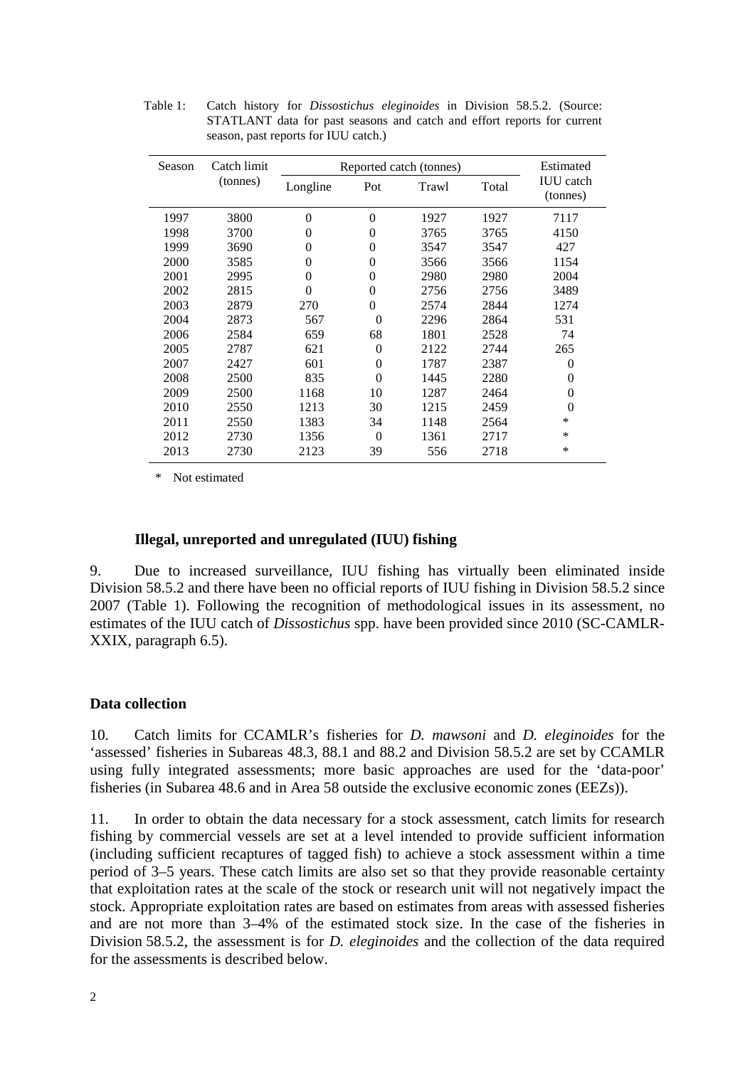Table 1: Catch history for *Dissostichus eleginoides* in Division 58.5.2. (Source: STATLANT data for past seasons and catch and effort reports for current season, past reports for IUU catch.)

| Season | Catch limit (tonnes) | Reported catch (tonnes) | | | | Estimated IUU catch (tonnes) |
|---|---|---|---|---|---|---|
| | | Longline | Pot | Trawl | Total | |
| 1997 | 3800 | 0 | 0 | 1927 | 1927 | 7117 |
| 1998 | 3700 | 0 | 0 | 3765 | 3765 | 4150 |
| 1999 | 3690 | 0 | 0 | 3547 | 3547 | 427 |
| 2000 | 3585 | 0 | 0 | 3566 | 3566 | 1154 |
| 2001 | 2995 | 0 | 0 | 2980 | 2980 | 2004 |
| 2002 | 2815 | 0 | 0 | 2756 | 2756 | 3489 |
| 2003 | 2879 | 270 | 0 | 2574 | 2844 | 1274 |
| 2004 | 2873 | 567 | 0 | 2296 | 2864 | 531 |
| 2006 | 2584 | 659 | 68 | 1801 | 2528 | 74 |
| 2005 | 2787 | 621 | 0 | 2122 | 2744 | 265 |
| 2007 | 2427 | 601 | 0 | 1787 | 2387 | 0 |
| 2008 | 2500 | 835 | 0 | 1445 | 2280 | 0 |
| 2009 | 2500 | 1168 | 10 | 1287 | 2464 | 0 |
| 2010 | 2550 | 1213 | 30 | 1215 | 2459 | 0 |
| 2011 | 2550 | 1383 | 34 | 1148 | 2564 | * |
| 2012 | 2730 | 1356 | 0 | 1361 | 2717 | * |
| 2013 | 2730 | 2123 | 39 | 556 | 2718 | * |

\* Not estimated

### Illegal, unreported and unregulated (IUU) fishing

9. Due to increased surveillance, IUU fishing has virtually been eliminated inside Division 58.5.2 and there have been no official reports of IUU fishing in Division 58.5.2 since 2007 (Table 1). Following the recognition of methodological issues in its assessment, no estimates of the IUU catch of *Dissostichus* spp. have been provided since 2010 (SC-CAMLR-XXIX, paragraph 6.5).

## Data collection

10. Catch limits for CCAMLR's fisheries for *D. mawsoni* and *D. eleginoides* for the 'assessed' fisheries in Subareas 48.3, 88.1 and 88.2 and Division 58.5.2 are set by CCAMLR using fully integrated assessments; more basic approaches are used for the 'data-poor' fisheries (in Subarea 48.6 and in Area 58 outside the exclusive economic zones (EEZs)).

11. In order to obtain the data necessary for a stock assessment, catch limits for research fishing by commercial vessels are set at a level intended to provide sufficient information (including sufficient recaptures of tagged fish) to achieve a stock assessment within a time period of 3–5 years. These catch limits are also set so that they provide reasonable certainty that exploitation rates at the scale of the stock or research unit will not negatively impact the stock. Appropriate exploitation rates are based on estimates from areas with assessed fisheries and are not more than 3–4% of the estimated stock size. In the case of the fisheries in Division 58.5.2, the assessment is for *D. eleginoides* and the collection of the data required for the assessments is described below.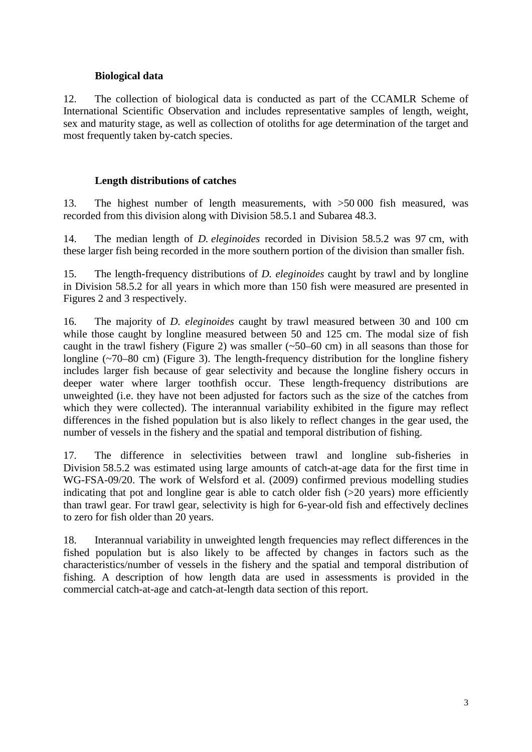### Biological data

12. The collection of biological data is conducted as part of the CCAMLR Scheme of International Scientific Observation and includes representative samples of length, weight, sex and maturity stage, as well as collection of otoliths for age determination of the target and most frequently taken by-catch species.

### Length distributions of catches

13. The highest number of length measurements, with >50 000 fish measured, was recorded from this division along with Division 58.5.1 and Subarea 48.3.

14. The median length of *D. eleginoides* recorded in Division 58.5.2 was 97 cm, with these larger fish being recorded in the more southern portion of the division than smaller fish.

15. The length-frequency distributions of *D. eleginoides* caught by trawl and by longline in Division 58.5.2 for all years in which more than 150 fish were measured are presented in Figures 2 and 3 respectively.

16. The majority of *D. eleginoides* caught by trawl measured between 30 and 100 cm while those caught by longline measured between 50 and 125 cm. The modal size of fish caught in the trawl fishery (Figure 2) was smaller (~50–60 cm) in all seasons than those for longline (~70–80 cm) (Figure 3). The length-frequency distribution for the longline fishery includes larger fish because of gear selectivity and because the longline fishery occurs in deeper water where larger toothfish occur. These length-frequency distributions are unweighted (i.e. they have not been adjusted for factors such as the size of the catches from which they were collected). The interannual variability exhibited in the figure may reflect differences in the fished population but is also likely to reflect changes in the gear used, the number of vessels in the fishery and the spatial and temporal distribution of fishing.

17. The difference in selectivities between trawl and longline sub-fisheries in Division 58.5.2 was estimated using large amounts of catch-at-age data for the first time in WG-FSA-09/20. The work of Welsford et al. (2009) confirmed previous modelling studies indicating that pot and longline gear is able to catch older fish (>20 years) more efficiently than trawl gear. For trawl gear, selectivity is high for 6-year-old fish and effectively declines to zero for fish older than 20 years.

18. Interannual variability in unweighted length frequencies may reflect differences in the fished population but is also likely to be affected by changes in factors such as the characteristics/number of vessels in the fishery and the spatial and temporal distribution of fishing. A description of how length data are used in assessments is provided in the commercial catch-at-age and catch-at-length data section of this report.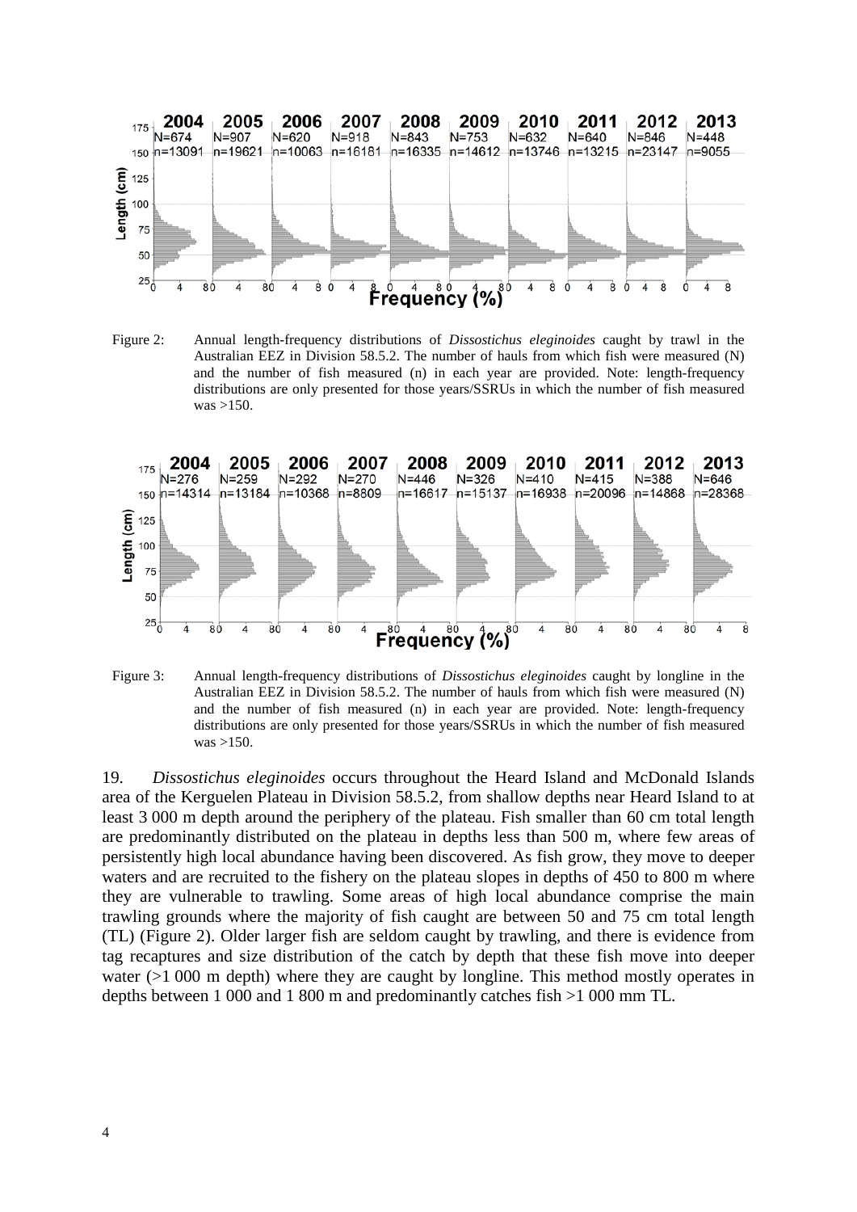Figure 2: Annual length-frequency distributions of *Dissostichus eleginoides* caught by trawl in the Australian EEZ in Division 58.5.2. The number of hauls from which fish were measured (N) and the number of fish measured (n) in each year are provided. Note: length-frequency distributions are only presented for those years/SSRUs in which the number of fish measured was >150.

Figure 3: Annual length-frequency distributions of *Dissostichus eleginoides* caught by longline in the Australian EEZ in Division 58.5.2. The number of hauls from which fish were measured (N) and the number of fish measured (n) in each year are provided. Note: length-frequency distributions are only presented for those years/SSRUs in which the number of fish measured was >150.

19. *Dissostichus eleginoides* occurs throughout the Heard Island and McDonald Islands area of the Kerguelen Plateau in Division 58.5.2, from shallow depths near Heard Island to at least 3 000 m depth around the periphery of the plateau. Fish smaller than 60 cm total length are predominantly distributed on the plateau in depths less than 500 m, where few areas of persistently high local abundance having been discovered. As fish grow, they move to deeper waters and are recruited to the fishery on the plateau slopes in depths of 450 to 800 m where they are vulnerable to trawling. Some areas of high local abundance comprise the main trawling grounds where the majority of fish caught are between 50 and 75 cm total length (TL) (Figure 2). Older larger fish are seldom caught by trawling, and there is evidence from tag recaptures and size distribution of the catch by depth that these fish move into deeper water (>1 000 m depth) where they are caught by longline. This method mostly operates in depths between 1 000 and 1 800 m and predominantly catches fish >1 000 mm TL.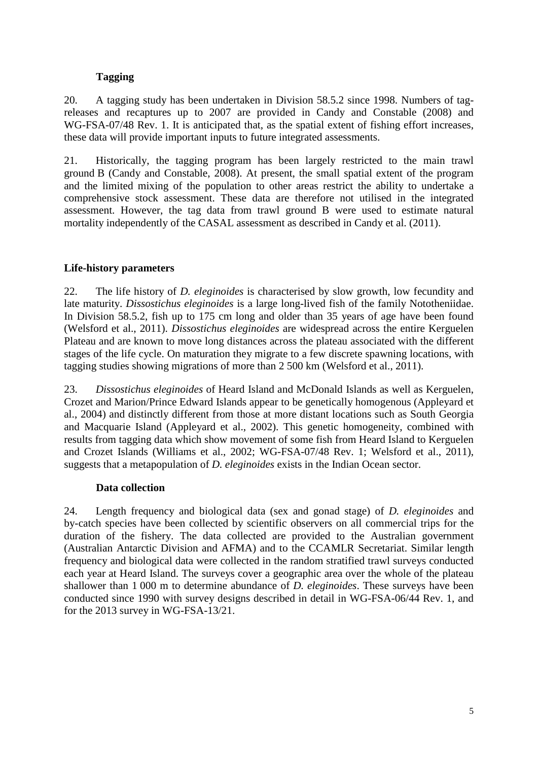### Tagging

20. A tagging study has been undertaken in Division 58.5.2 since 1998. Numbers of tag-releases and recaptures up to 2007 are provided in Candy and Constable (2008) and WG-FSA-07/48 Rev. 1. It is anticipated that, as the spatial extent of fishing effort increases, these data will provide important inputs to future integrated assessments.

21. Historically, the tagging program has been largely restricted to the main trawl ground B (Candy and Constable, 2008). At present, the small spatial extent of the program and the limited mixing of the population to other areas restrict the ability to undertake a comprehensive stock assessment. These data are therefore not utilised in the integrated assessment. However, the tag data from trawl ground B were used to estimate natural mortality independently of the CASAL assessment as described in Candy et al. (2011).

## Life-history parameters

22. The life history of *D. eleginoides* is characterised by slow growth, low fecundity and late maturity. *Dissostichus eleginoides* is a large long-lived fish of the family Nototheniidae. In Division 58.5.2, fish up to 175 cm long and older than 35 years of age have been found (Welsford et al., 2011). *Dissostichus eleginoides* are widespread across the entire Kerguelen Plateau and are known to move long distances across the plateau associated with the different stages of the life cycle. On maturation they migrate to a few discrete spawning locations, with tagging studies showing migrations of more than 2 500 km (Welsford et al., 2011).

23. *Dissostichus eleginoides* of Heard Island and McDonald Islands as well as Kerguelen, Crozet and Marion/Prince Edward Islands appear to be genetically homogenous (Appleyard et al., 2004) and distinctly different from those at more distant locations such as South Georgia and Macquarie Island (Appleyard et al., 2002). This genetic homogeneity, combined with results from tagging data which show movement of some fish from Heard Island to Kerguelen and Crozet Islands (Williams et al., 2002; WG-FSA-07/48 Rev. 1; Welsford et al., 2011), suggests that a metapopulation of *D. eleginoides* exists in the Indian Ocean sector.

### Data collection

24. Length frequency and biological data (sex and gonad stage) of *D. eleginoides* and by-catch species have been collected by scientific observers on all commercial trips for the duration of the fishery. The data collected are provided to the Australian government (Australian Antarctic Division and AFMA) and to the CCAMLR Secretariat. Similar length frequency and biological data were collected in the random stratified trawl surveys conducted each year at Heard Island. The surveys cover a geographic area over the whole of the plateau shallower than 1 000 m to determine abundance of *D. eleginoides*. These surveys have been conducted since 1990 with survey designs described in detail in WG-FSA-06/44 Rev. 1, and for the 2013 survey in WG-FSA-13/21.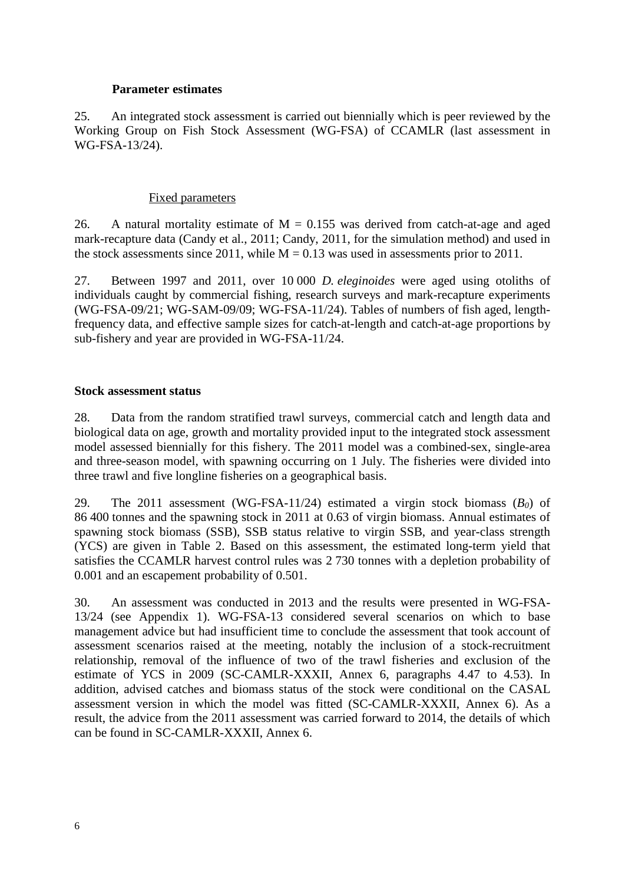### Parameter estimates

25. An integrated stock assessment is carried out biennially which is peer reviewed by the Working Group on Fish Stock Assessment (WG-FSA) of CCAMLR (last assessment in WG-FSA-13/24).

#### Fixed parameters

26. A natural mortality estimate of M = 0.155 was derived from catch-at-age and aged mark-recapture data (Candy et al., 2011; Candy, 2011, for the simulation method) and used in the stock assessments since 2011, while M = 0.13 was used in assessments prior to 2011.

27. Between 1997 and 2011, over 10 000 *D. eleginoides* were aged using otoliths of individuals caught by commercial fishing, research surveys and mark-recapture experiments (WG-FSA-09/21; WG-SAM-09/09; WG-FSA-11/24). Tables of numbers of fish aged, length-frequency data, and effective sample sizes for catch-at-length and catch-at-age proportions by sub-fishery and year are provided in WG-FSA-11/24.

### Stock assessment status

28. Data from the random stratified trawl surveys, commercial catch and length data and biological data on age, growth and mortality provided input to the integrated stock assessment model assessed biennially for this fishery. The 2011 model was a combined-sex, single-area and three-season model, with spawning occurring on 1 July. The fisheries were divided into three trawl and five longline fisheries on a geographical basis.

29. The 2011 assessment (WG-FSA-11/24) estimated a virgin stock biomass ($B_0$) of 86 400 tonnes and the spawning stock in 2011 at 0.63 of virgin biomass. Annual estimates of spawning stock biomass (SSB), SSB status relative to virgin SSB, and year-class strength (YCS) are given in Table 2. Based on this assessment, the estimated long-term yield that satisfies the CCAMLR harvest control rules was 2 730 tonnes with a depletion probability of 0.001 and an escapement probability of 0.501.

30. An assessment was conducted in 2013 and the results were presented in WG-FSA-13/24 (see Appendix 1). WG-FSA-13 considered several scenarios on which to base management advice but had insufficient time to conclude the assessment that took account of assessment scenarios raised at the meeting, notably the inclusion of a stock-recruitment relationship, removal of the influence of two of the trawl fisheries and exclusion of the estimate of YCS in 2009 (SC-CAMLR-XXXII, Annex 6, paragraphs 4.47 to 4.53). In addition, advised catches and biomass status of the stock were conditional on the CASAL assessment version in which the model was fitted (SC-CAMLR-XXXII, Annex 6). As a result, the advice from the 2011 assessment was carried forward to 2014, the details of which can be found in SC-CAMLR-XXXII, Annex 6.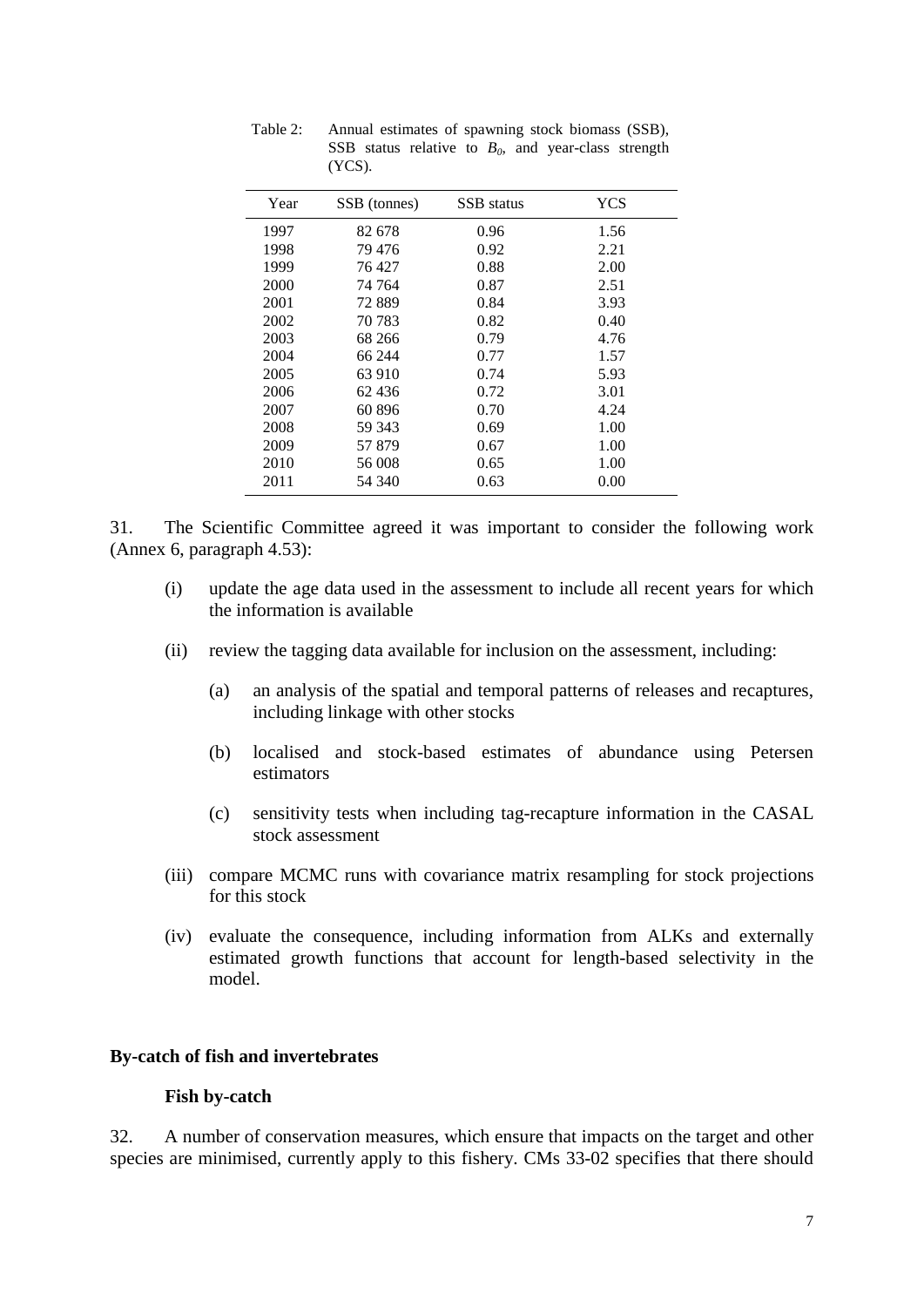Table 2: Annual estimates of spawning stock biomass (SSB), SSB status relative to $B_0$, and year-class strength (YCS).

| Year | SSB (tonnes) | SSB status | YCS |
|---|---|---|---|
| 1997 | 82 678 | 0.96 | 1.56 |
| 1998 | 79 476 | 0.92 | 2.21 |
| 1999 | 76 427 | 0.88 | 2.00 |
| 2000 | 74 764 | 0.87 | 2.51 |
| 2001 | 72 889 | 0.84 | 3.93 |
| 2002 | 70 783 | 0.82 | 0.40 |
| 2003 | 68 266 | 0.79 | 4.76 |
| 2004 | 66 244 | 0.77 | 1.57 |
| 2005 | 63 910 | 0.74 | 5.93 |
| 2006 | 62 436 | 0.72 | 3.01 |
| 2007 | 60 896 | 0.70 | 4.24 |
| 2008 | 59 343 | 0.69 | 1.00 |
| 2009 | 57 879 | 0.67 | 1.00 |
| 2010 | 56 008 | 0.65 | 1.00 |
| 2011 | 54 340 | 0.63 | 0.00 |

31. The Scientific Committee agreed it was important to consider the following work (Annex 6, paragraph 4.53):

(i) update the age data used in the assessment to include all recent years for which the information is available

(ii) review the tagging data available for inclusion on the assessment, including:

  (a) an analysis of the spatial and temporal patterns of releases and recaptures, including linkage with other stocks

  (b) localised and stock-based estimates of abundance using Petersen estimators

  (c) sensitivity tests when including tag-recapture information in the CASAL stock assessment

(iii) compare MCMC runs with covariance matrix resampling for stock projections for this stock

(iv) evaluate the consequence, including information from ALKs and externally estimated growth functions that account for length-based selectivity in the model.

## By-catch of fish and invertebrates

### Fish by-catch

32. A number of conservation measures, which ensure that impacts on the target and other species are minimised, currently apply to this fishery. CMs 33-02 specifies that there should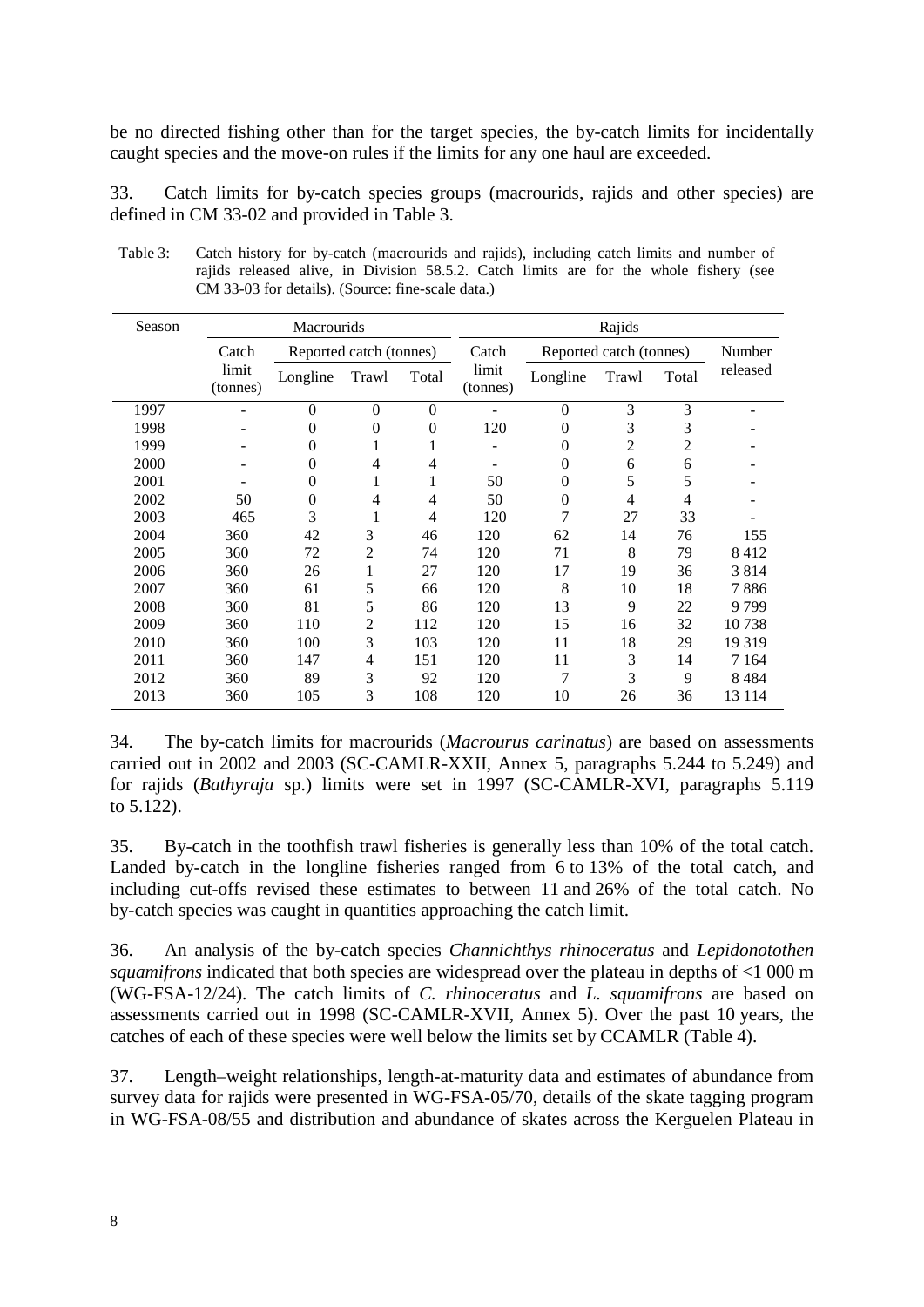be no directed fishing other than for the target species, the by-catch limits for incidentally caught species and the move-on rules if the limits for any one haul are exceeded.

33. Catch limits for by-catch species groups (macrourids, rajids and other species) are defined in CM 33-02 and provided in Table 3.

Table 3: Catch history for by-catch (macrourids and rajids), including catch limits and number of rajids released alive, in Division 58.5.2. Catch limits are for the whole fishery (see CM 33-03 for details). (Source: fine-scale data.)

| Season | Macrourids | | | | Rajids | | | | |
|---|---|---|---|---|---|---|---|---|---|
| | Catch limit (tonnes) | Reported catch (tonnes) | | | Catch limit (tonnes) | Reported catch (tonnes) | | | Number released |
| | | Longline | Trawl | Total | | Longline | Trawl | Total | |
| 1997 | - | 0 | 0 | 0 | - | 0 | 3 | 3 | - |
| 1998 | - | 0 | 0 | 0 | 120 | 0 | 3 | 3 | - |
| 1999 | - | 0 | 1 | 1 | - | 0 | 2 | 2 | - |
| 2000 | - | 0 | 4 | 4 | - | 0 | 6 | 6 | - |
| 2001 | - | 0 | 1 | 1 | 50 | 0 | 5 | 5 | - |
| 2002 | 50 | 0 | 4 | 4 | 50 | 0 | 4 | 4 | - |
| 2003 | 465 | 3 | 1 | 4 | 120 | 7 | 27 | 33 | - |
| 2004 | 360 | 42 | 3 | 46 | 120 | 62 | 14 | 76 | 155 |
| 2005 | 360 | 72 | 2 | 74 | 120 | 71 | 8 | 79 | 8 412 |
| 2006 | 360 | 26 | 1 | 27 | 120 | 17 | 19 | 36 | 3 814 |
| 2007 | 360 | 61 | 5 | 66 | 120 | 8 | 10 | 18 | 7 886 |
| 2008 | 360 | 81 | 5 | 86 | 120 | 13 | 9 | 22 | 9 799 |
| 2009 | 360 | 110 | 2 | 112 | 120 | 15 | 16 | 32 | 10 738 |
| 2010 | 360 | 100 | 3 | 103 | 120 | 11 | 18 | 29 | 19 319 |
| 2011 | 360 | 147 | 4 | 151 | 120 | 11 | 3 | 14 | 7 164 |
| 2012 | 360 | 89 | 3 | 92 | 120 | 7 | 3 | 9 | 8 484 |
| 2013 | 360 | 105 | 3 | 108 | 120 | 10 | 26 | 36 | 13 114 |

34. The by-catch limits for macrourids (*Macrourus carinatus*) are based on assessments carried out in 2002 and 2003 (SC-CAMLR-XXII, Annex 5, paragraphs 5.244 to 5.249) and for rajids (*Bathyraja* sp.) limits were set in 1997 (SC-CAMLR-XVI, paragraphs 5.119 to 5.122).

35. By-catch in the toothfish trawl fisheries is generally less than 10% of the total catch. Landed by-catch in the longline fisheries ranged from 6 to 13% of the total catch, and including cut-offs revised these estimates to between 11 and 26% of the total catch. No by-catch species was caught in quantities approaching the catch limit.

36. An analysis of the by-catch species *Channichthys rhinoceratus* and *Lepidonotothen squamifrons* indicated that both species are widespread over the plateau in depths of <1 000 m (WG-FSA-12/24). The catch limits of *C. rhinoceratus* and *L. squamifrons* are based on assessments carried out in 1998 (SC-CAMLR-XVII, Annex 5). Over the past 10 years, the catches of each of these species were well below the limits set by CCAMLR (Table 4).

37. Length–weight relationships, length-at-maturity data and estimates of abundance from survey data for rajids were presented in WG-FSA-05/70, details of the skate tagging program in WG-FSA-08/55 and distribution and abundance of skates across the Kerguelen Plateau in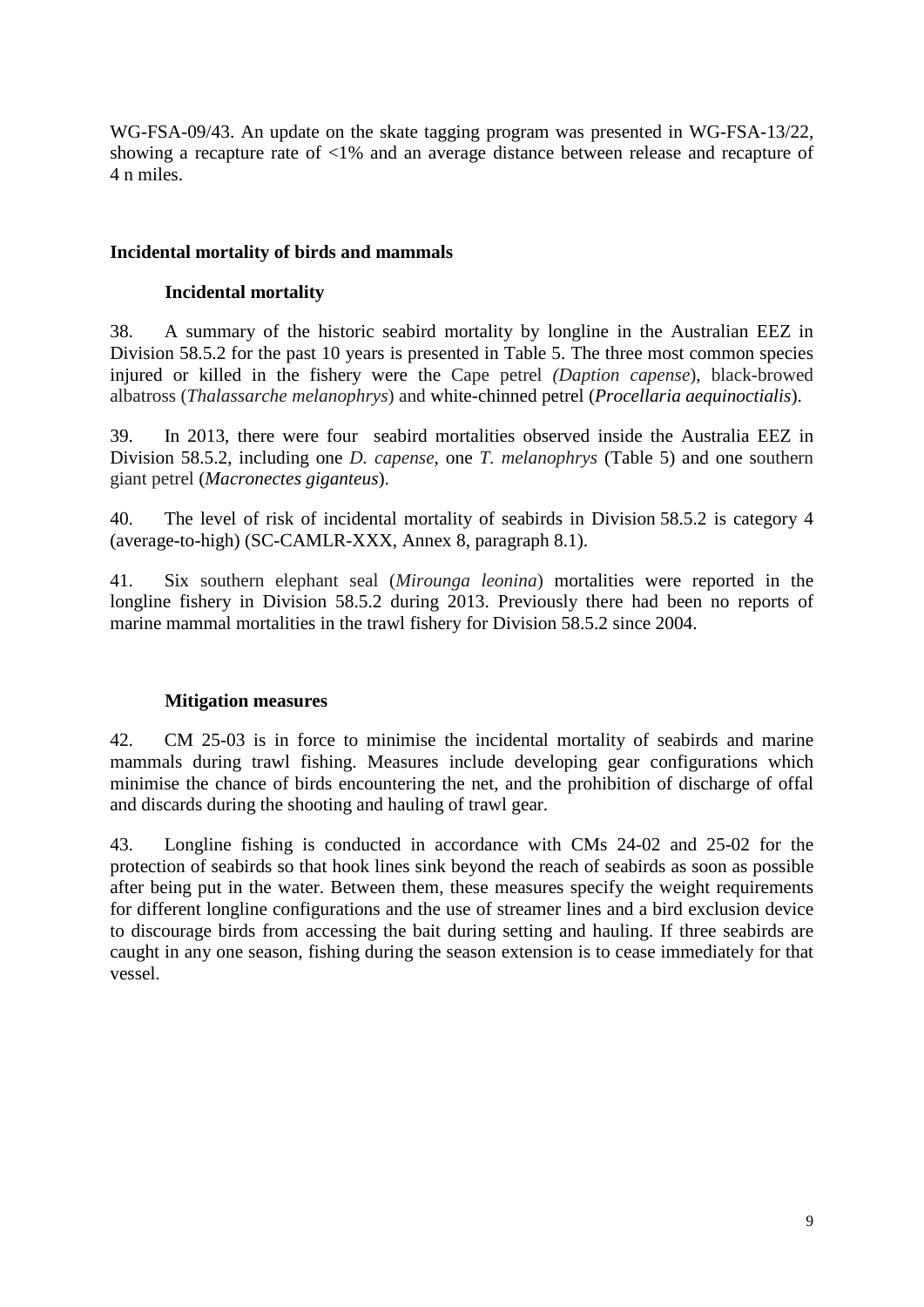WG-FSA-09/43. An update on the skate tagging program was presented in WG-FSA-13/22, showing a recapture rate of <1% and an average distance between release and recapture of 4 n miles.

## Incidental mortality of birds and mammals

### Incidental mortality

38. A summary of the historic seabird mortality by longline in the Australian EEZ in Division 58.5.2 for the past 10 years is presented in Table 5. The three most common species injured or killed in the fishery were the Cape petrel *(Daption capense*), black-browed albatross (*Thalassarche melanophrys*) and white-chinned petrel (*Procellaria aequinoctialis*).

39. In 2013, there were four seabird mortalities observed inside the Australia EEZ in Division 58.5.2, including one *D. capense*, one *T. melanophrys* (Table 5) and one southern giant petrel (*Macronectes giganteus*).

40. The level of risk of incidental mortality of seabirds in Division 58.5.2 is category 4 (average-to-high) (SC-CAMLR-XXX, Annex 8, paragraph 8.1).

41. Six southern elephant seal (*Mirounga leonina*) mortalities were reported in the longline fishery in Division 58.5.2 during 2013. Previously there had been no reports of marine mammal mortalities in the trawl fishery for Division 58.5.2 since 2004.

### Mitigation measures

42. CM 25-03 is in force to minimise the incidental mortality of seabirds and marine mammals during trawl fishing. Measures include developing gear configurations which minimise the chance of birds encountering the net, and the prohibition of discharge of offal and discards during the shooting and hauling of trawl gear.

43. Longline fishing is conducted in accordance with CMs 24-02 and 25-02 for the protection of seabirds so that hook lines sink beyond the reach of seabirds as soon as possible after being put in the water. Between them, these measures specify the weight requirements for different longline configurations and the use of streamer lines and a bird exclusion device to discourage birds from accessing the bait during setting and hauling. If three seabirds are caught in any one season, fishing during the season extension is to cease immediately for that vessel.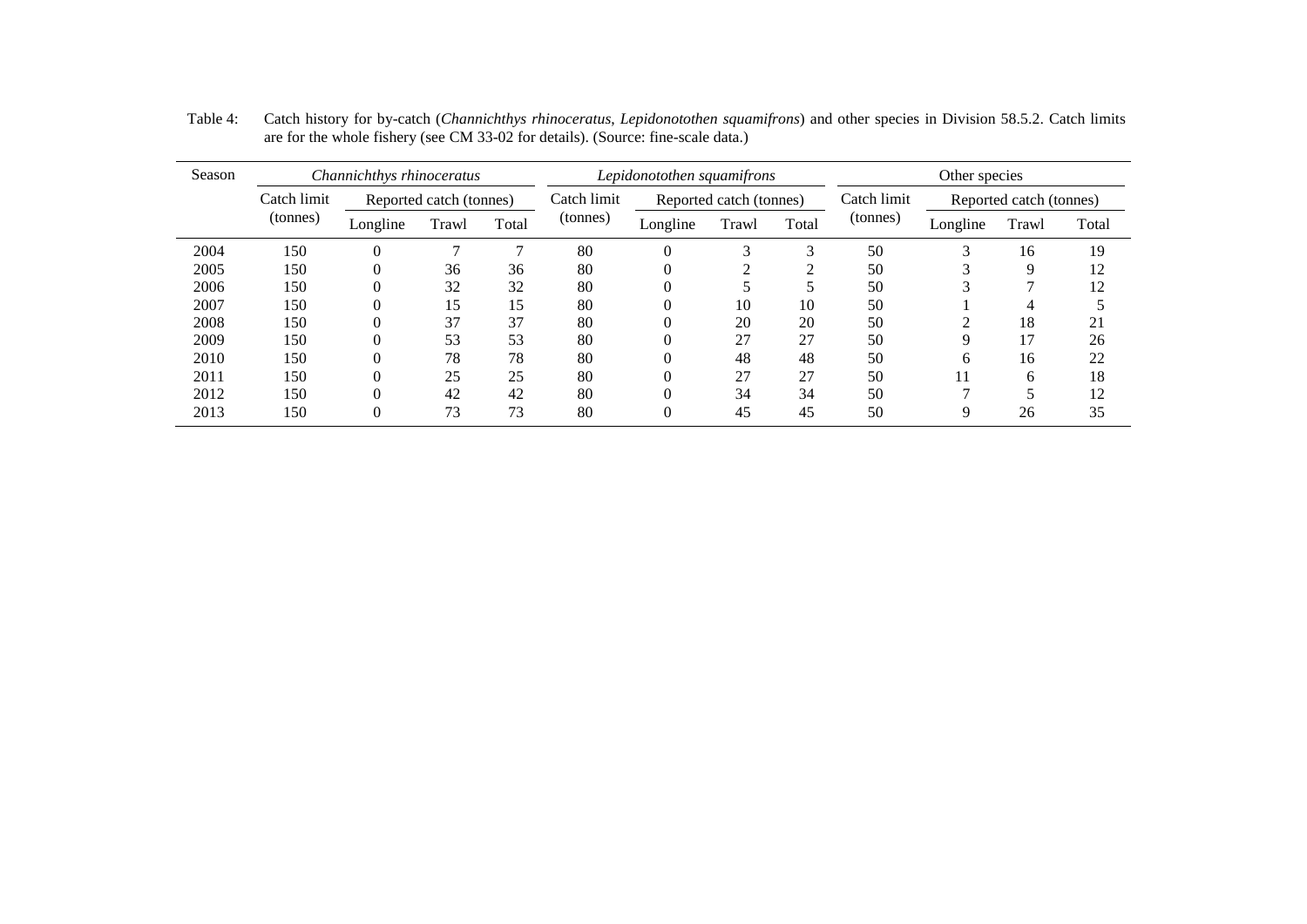Table 4: Catch history for by-catch (*Channichthys rhinoceratus*, *Lepidonotothen squamifrons*) and other species in Division 58.5.2. Catch limits are for the whole fishery (see CM 33-02 for details). (Source: fine-scale data.)

| Season | *Channichthys rhinoceratus* | | | | *Lepidonotothen squamifrons* | | | | Other species | | | |
|---|---|---|---|---|---|---|---|---|---|---|---|---|
| | Catch limit (tonnes) | Reported catch (tonnes) | | | Catch limit (tonnes) | Reported catch (tonnes) | | | Catch limit (tonnes) | Reported catch (tonnes) | | |
| | | Longline | Trawl | Total | | Longline | Trawl | Total | | Longline | Trawl | Total |
| 2004 | 150 | 0 | 7 | 7 | 80 | 0 | 3 | 3 | 50 | 3 | 16 | 19 |
| 2005 | 150 | 0 | 36 | 36 | 80 | 0 | 2 | 2 | 50 | 3 | 9 | 12 |
| 2006 | 150 | 0 | 32 | 32 | 80 | 0 | 5 | 5 | 50 | 3 | 7 | 12 |
| 2007 | 150 | 0 | 15 | 15 | 80 | 0 | 10 | 10 | 50 | 1 | 4 | 5 |
| 2008 | 150 | 0 | 37 | 37 | 80 | 0 | 20 | 20 | 50 | 2 | 18 | 21 |
| 2009 | 150 | 0 | 53 | 53 | 80 | 0 | 27 | 27 | 50 | 9 | 17 | 26 |
| 2010 | 150 | 0 | 78 | 78 | 80 | 0 | 48 | 48 | 50 | 6 | 16 | 22 |
| 2011 | 150 | 0 | 25 | 25 | 80 | 0 | 27 | 27 | 50 | 11 | 6 | 18 |
| 2012 | 150 | 0 | 42 | 42 | 80 | 0 | 34 | 34 | 50 | 7 | 5 | 12 |
| 2013 | 150 | 0 | 73 | 73 | 80 | 0 | 45 | 45 | 50 | 9 | 26 | 35 |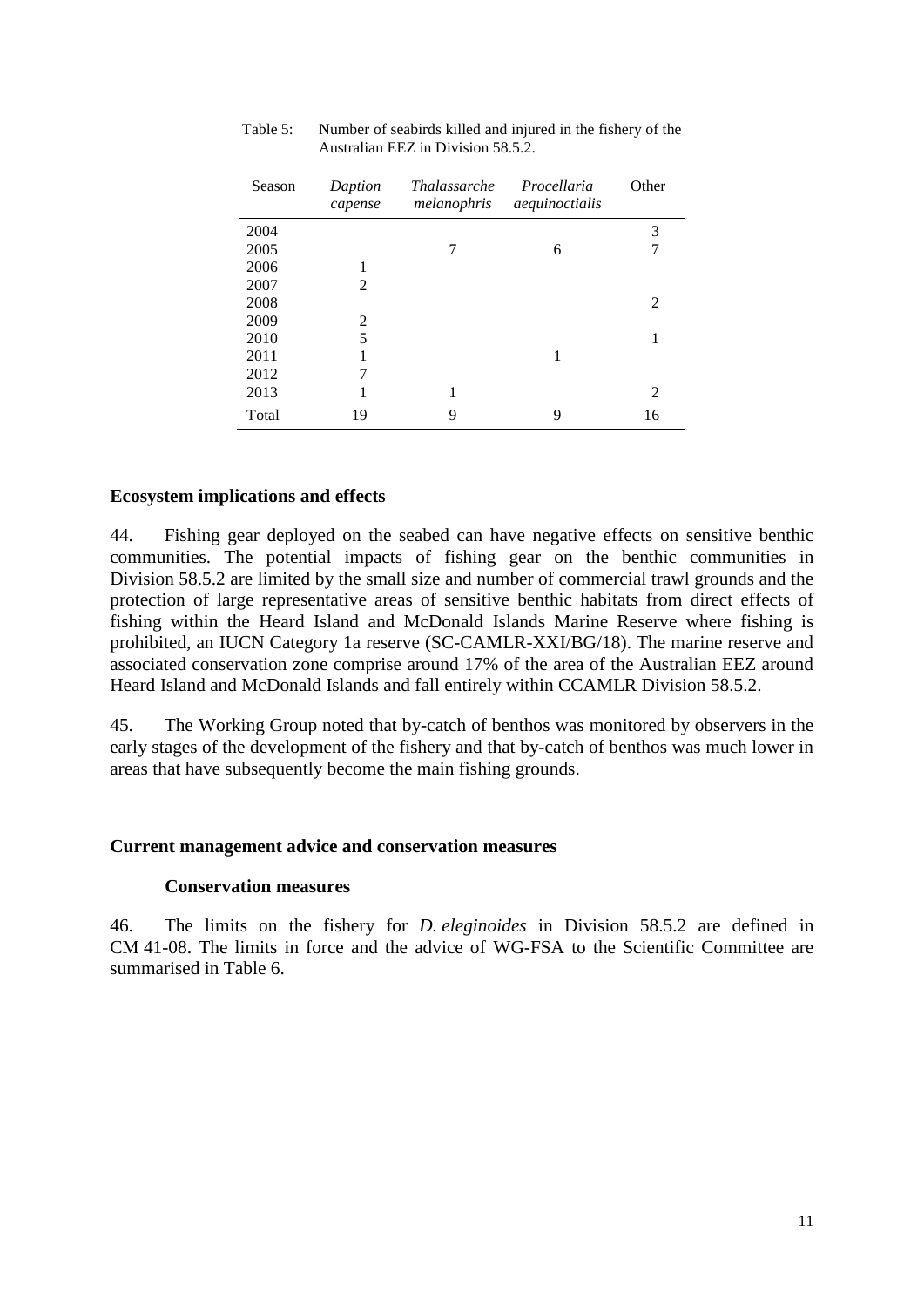Table 5: Number of seabirds killed and injured in the fishery of the Australian EEZ in Division 58.5.2.

| Season | *Daption capense* | *Thalassarche melanophris* | *Procellaria aequinoctialis* | Other |
|---|---|---|---|---|
| 2004 | | | | 3 |
| 2005 | | 7 | 6 | 7 |
| 2006 | 1 | | | |
| 2007 | 2 | | | |
| 2008 | | | | 2 |
| 2009 | 2 | | | |
| 2010 | 5 | | | 1 |
| 2011 | 1 | | 1 | |
| 2012 | 7 | | | |
| 2013 | 1 | 1 | | 2 |
| Total | 19 | 9 | 9 | 16 |

## Ecosystem implications and effects

44. Fishing gear deployed on the seabed can have negative effects on sensitive benthic communities. The potential impacts of fishing gear on the benthic communities in Division 58.5.2 are limited by the small size and number of commercial trawl grounds and the protection of large representative areas of sensitive benthic habitats from direct effects of fishing within the Heard Island and McDonald Islands Marine Reserve where fishing is prohibited, an IUCN Category 1a reserve (SC-CAMLR-XXI/BG/18). The marine reserve and associated conservation zone comprise around 17% of the area of the Australian EEZ around Heard Island and McDonald Islands and fall entirely within CCAMLR Division 58.5.2.

45. The Working Group noted that by-catch of benthos was monitored by observers in the early stages of the development of the fishery and that by-catch of benthos was much lower in areas that have subsequently become the main fishing grounds.

## Current management advice and conservation measures

### Conservation measures

46. The limits on the fishery for *D. eleginoides* in Division 58.5.2 are defined in CM 41-08. The limits in force and the advice of WG-FSA to the Scientific Committee are summarised in Table 6.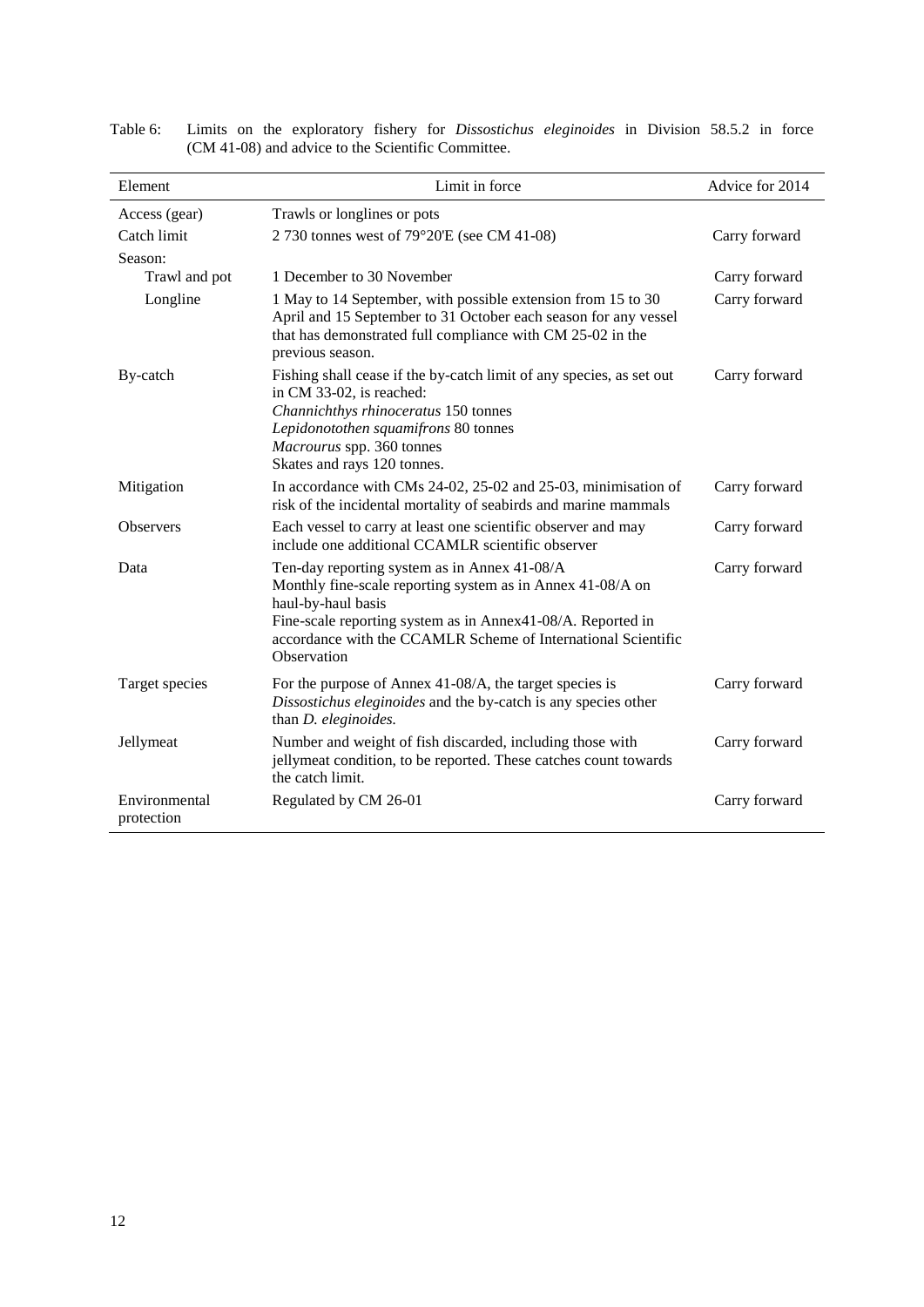Table 6: Limits on the exploratory fishery for *Dissostichus eleginoides* in Division 58.5.2 in force (CM 41-08) and advice to the Scientific Committee.

| Element | Limit in force | Advice for 2014 |
|---|---|---|
| Access (gear) | Trawls or longlines or pots | |
| Catch limit | 2 730 tonnes west of 79°20'E (see CM 41-08) | Carry forward |
| Season: | | |
| Trawl and pot | 1 December to 30 November | Carry forward |
| Longline | 1 May to 14 September, with possible extension from 15 to 30 April and 15 September to 31 October each season for any vessel that has demonstrated full compliance with CM 25-02 in the previous season. | Carry forward |
| By-catch | Fishing shall cease if the by-catch limit of any species, as set out in CM 33-02, is reached:<br>*Channichthys rhinoceratus* 150 tonnes<br>*Lepidonotothen squamifrons* 80 tonnes<br>*Macrourus* spp. 360 tonnes<br>Skates and rays 120 tonnes. | Carry forward |
| Mitigation | In accordance with CMs 24-02, 25-02 and 25-03, minimisation of risk of the incidental mortality of seabirds and marine mammals | Carry forward |
| Observers | Each vessel to carry at least one scientific observer and may include one additional CCAMLR scientific observer | Carry forward |
| Data | Ten-day reporting system as in Annex 41-08/A<br>Monthly fine-scale reporting system as in Annex 41-08/A on haul-by-haul basis<br>Fine-scale reporting system as in Annex41-08/A. Reported in accordance with the CCAMLR Scheme of International Scientific Observation | Carry forward |
| Target species | For the purpose of Annex 41-08/A, the target species is *Dissostichus eleginoides* and the by-catch is any species other than *D. eleginoides.* | Carry forward |
| Jellymeat | Number and weight of fish discarded, including those with jellymeat condition, to be reported. These catches count towards the catch limit. | Carry forward |
| Environmental protection | Regulated by CM 26-01 | Carry forward |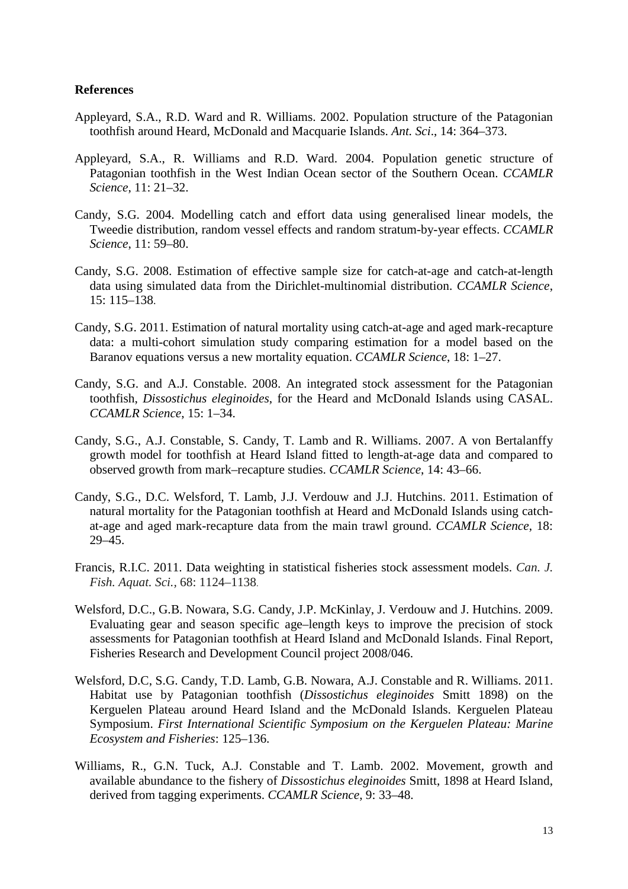## References

Appleyard, S.A., R.D. Ward and R. Williams. 2002. Population structure of the Patagonian toothfish around Heard, McDonald and Macquarie Islands. *Ant. Sci*., 14: 364–373.

Appleyard, S.A., R. Williams and R.D. Ward. 2004. Population genetic structure of Patagonian toothfish in the West Indian Ocean sector of the Southern Ocean. *CCAMLR Science*, 11: 21–32.

Candy, S.G. 2004. Modelling catch and effort data using generalised linear models, the Tweedie distribution, random vessel effects and random stratum-by-year effects. *CCAMLR Science*, 11: 59–80.

Candy, S.G. 2008. Estimation of effective sample size for catch-at-age and catch-at-length data using simulated data from the Dirichlet-multinomial distribution. *CCAMLR Science*, 15: 115–138.

Candy, S.G. 2011. Estimation of natural mortality using catch-at-age and aged mark-recapture data: a multi-cohort simulation study comparing estimation for a model based on the Baranov equations versus a new mortality equation. *CCAMLR Science*, 18: 1–27.

Candy, S.G. and A.J. Constable. 2008. An integrated stock assessment for the Patagonian toothfish, *Dissostichus eleginoides*, for the Heard and McDonald Islands using CASAL. *CCAMLR Science*, 15: 1–34.

Candy, S.G., A.J. Constable, S. Candy, T. Lamb and R. Williams. 2007. A von Bertalanffy growth model for toothfish at Heard Island fitted to length-at-age data and compared to observed growth from mark–recapture studies. *CCAMLR Science*, 14: 43–66.

Candy, S.G., D.C. Welsford, T. Lamb, J.J. Verdouw and J.J. Hutchins. 2011. Estimation of natural mortality for the Patagonian toothfish at Heard and McDonald Islands using catch-at-age and aged mark-recapture data from the main trawl ground. *CCAMLR Science*, 18: 29–45.

Francis, R.I.C. 2011. Data weighting in statistical fisheries stock assessment models. *Can. J. Fish. Aquat. Sci.*, 68: 1124–1138.

Welsford, D.C., G.B. Nowara, S.G. Candy, J.P. McKinlay, J. Verdouw and J. Hutchins. 2009. Evaluating gear and season specific age–length keys to improve the precision of stock assessments for Patagonian toothfish at Heard Island and McDonald Islands. Final Report, Fisheries Research and Development Council project 2008/046.

Welsford, D.C, S.G. Candy, T.D. Lamb, G.B. Nowara, A.J. Constable and R. Williams. 2011. Habitat use by Patagonian toothfish (*Dissostichus eleginoides* Smitt 1898) on the Kerguelen Plateau around Heard Island and the McDonald Islands. Kerguelen Plateau Symposium. *First International Scientific Symposium on the Kerguelen Plateau: Marine Ecosystem and Fisheries*: 125–136.

Williams, R., G.N. Tuck, A.J. Constable and T. Lamb. 2002. Movement, growth and available abundance to the fishery of *Dissostichus eleginoides* Smitt, 1898 at Heard Island, derived from tagging experiments. *CCAMLR Science*, 9: 33–48.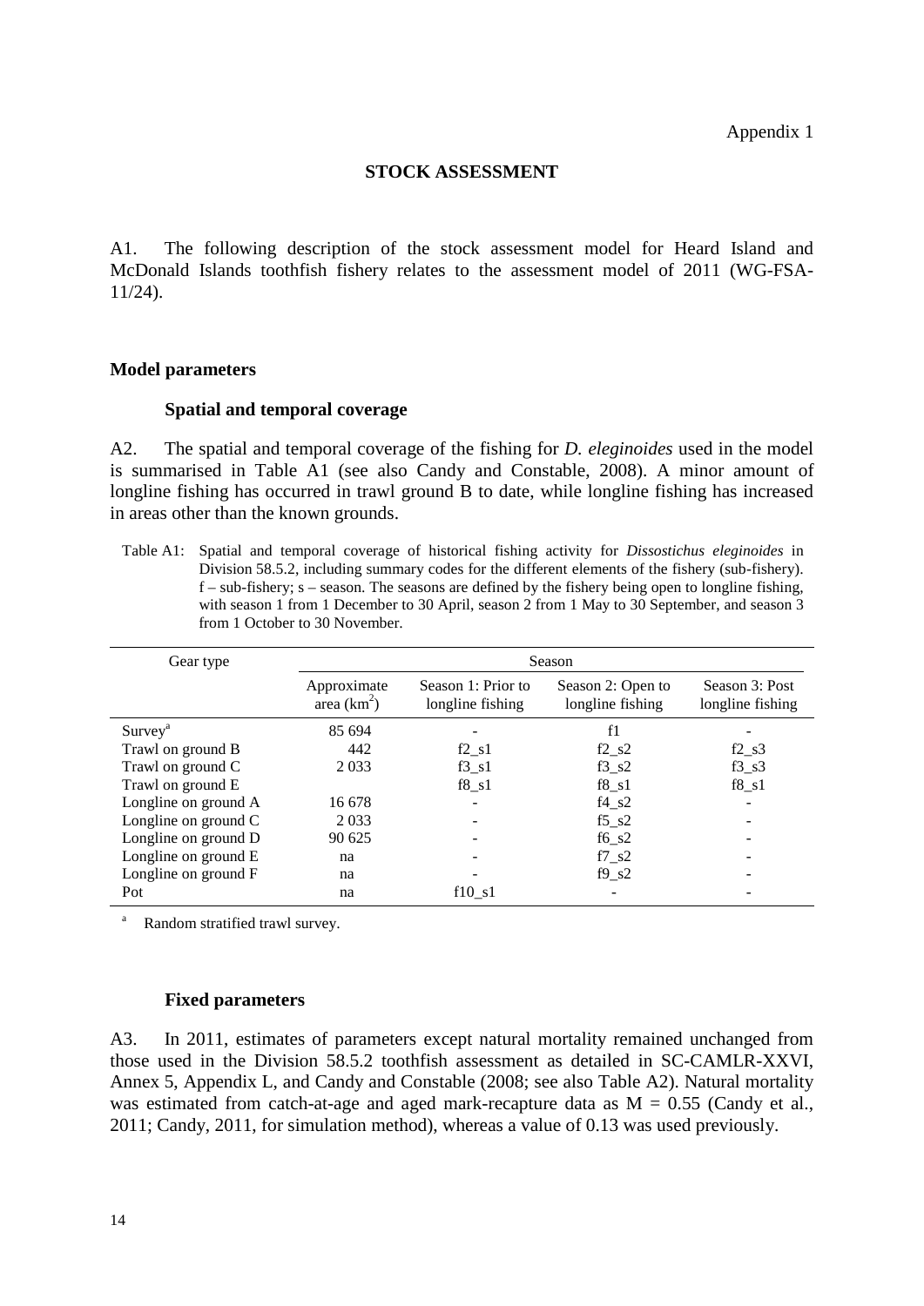Appendix 1

## STOCK ASSESSMENT

A1. The following description of the stock assessment model for Heard Island and McDonald Islands toothfish fishery relates to the assessment model of 2011 (WG-FSA-11/24).

### Model parameters

#### Spatial and temporal coverage

A2. The spatial and temporal coverage of the fishing for *D. eleginoides* used in the model is summarised in Table A1 (see also Candy and Constable, 2008). A minor amount of longline fishing has occurred in trawl ground B to date, while longline fishing has increased in areas other than the known grounds.

Table A1: Spatial and temporal coverage of historical fishing activity for *Dissostichus eleginoides* in Division 58.5.2, including summary codes for the different elements of the fishery (sub-fishery). f – sub-fishery; s – season. The seasons are defined by the fishery being open to longline fishing, with season 1 from 1 December to 30 April, season 2 from 1 May to 30 September, and season 3 from 1 October to 30 November.

| Gear type | Season | | | |
|---|---|---|---|---|
| | Approximate area (km$^2$) | Season 1: Prior to longline fishing | Season 2: Open to longline fishing | Season 3: Post longline fishing |
| Survey[a] | 85 694 | - | f1 | - |
| Trawl on ground B | 442 | f2_s1 | f2_s2 | f2_s3 |
| Trawl on ground C | 2 033 | f3_s1 | f3_s2 | f3_s3 |
| Trawl on ground E | | f8_s1 | f8_s1 | f8_s1 |
| Longline on ground A | 16 678 | - | f4_s2 | - |
| Longline on ground C | 2 033 | - | f5_s2 | - |
| Longline on ground D | 90 625 | - | f6_s2 | - |
| Longline on ground E | na | - | f7_s2 | - |
| Longline on ground F | na | - | f9_s2 | - |
| Pot | na | f10_s1 | - | - |

[a] Random stratified trawl survey.

#### Fixed parameters

A3. In 2011, estimates of parameters except natural mortality remained unchanged from those used in the Division 58.5.2 toothfish assessment as detailed in SC-CAMLR-XXVI, Annex 5, Appendix L, and Candy and Constable (2008; see also Table A2). Natural mortality was estimated from catch-at-age and aged mark-recapture data as $M = 0.55$ (Candy et al., 2011; Candy, 2011, for simulation method), whereas a value of 0.13 was used previously.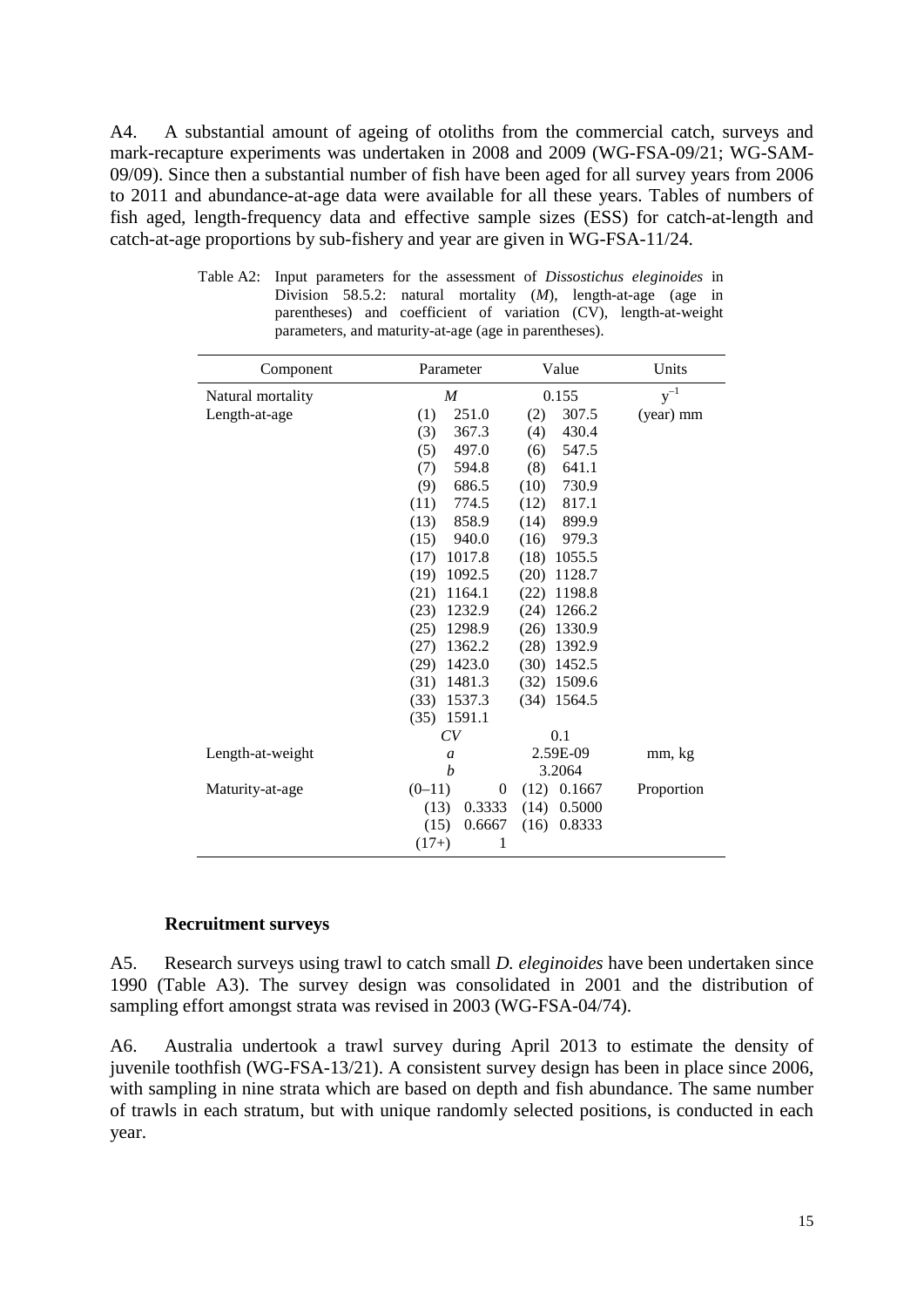A4. A substantial amount of ageing of otoliths from the commercial catch, surveys and mark-recapture experiments was undertaken in 2008 and 2009 (WG-FSA-09/21; WG-SAM-09/09). Since then a substantial number of fish have been aged for all survey years from 2006 to 2011 and abundance-at-age data were available for all these years. Tables of numbers of fish aged, length-frequency data and effective sample sizes (ESS) for catch-at-length and catch-at-age proportions by sub-fishery and year are given in WG-FSA-11/24.

Table A2: Input parameters for the assessment of *Dissostichus eleginoides* in Division 58.5.2: natural mortality ($M$), length-at-age (age in parentheses) and coefficient of variation (CV), length-at-weight parameters, and maturity-at-age (age in parentheses).

| Component | Parameter | Value | Units |
|---|---|---|---|
| Natural mortality | $M$ | 0.155 | $y^{-1}$ |
| Length-at-age | (1) 251.0 | (2) 307.5 | (year) mm |
| | (3) 367.3 | (4) 430.4 | |
| | (5) 497.0 | (6) 547.5 | |
| | (7) 594.8 | (8) 641.1 | |
| | (9) 686.5 | (10) 730.9 | |
| | (11) 774.5 | (12) 817.1 | |
| | (13) 858.9 | (14) 899.9 | |
| | (15) 940.0 | (16) 979.3 | |
| | (17) 1017.8 | (18) 1055.5 | |
| | (19) 1092.5 | (20) 1128.7 | |
| | (21) 1164.1 | (22) 1198.8 | |
| | (23) 1232.9 | (24) 1266.2 | |
| | (25) 1298.9 | (26) 1330.9 | |
| | (27) 1362.2 | (28) 1392.9 | |
| | (29) 1423.0 | (30) 1452.5 | |
| | (31) 1481.3 | (32) 1509.6 | |
| | (33) 1537.3 | (34) 1564.5 | |
| | (35) 1591.1 | | |
| | *CV* | 0.1 | |
| Length-at-weight | $a$ | 2.59E-09 | mm, kg |
| | $b$ | 3.2064 | |
| Maturity-at-age | (0–11) 0 | (12) 0.1667 | Proportion |
| | (13) 0.3333 | (14) 0.5000 | |
| | (15) 0.6667 | (16) 0.8333 | |
| | (17+) 1 | | |

**Recruitment surveys**

A5. Research surveys using trawl to catch small *D. eleginoides* have been undertaken since 1990 (Table A3). The survey design was consolidated in 2001 and the distribution of sampling effort amongst strata was revised in 2003 (WG-FSA-04/74).

A6. Australia undertook a trawl survey during April 2013 to estimate the density of juvenile toothfish (WG-FSA-13/21). A consistent survey design has been in place since 2006, with sampling in nine strata which are based on depth and fish abundance. The same number of trawls in each stratum, but with unique randomly selected positions, is conducted in each year.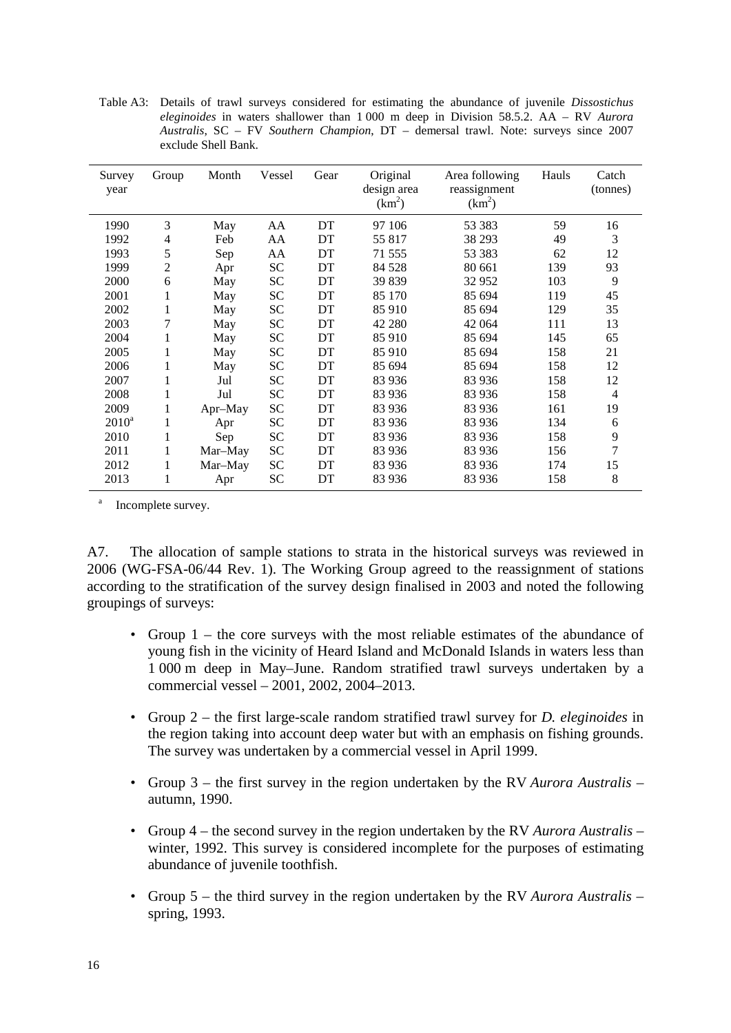Table A3: Details of trawl surveys considered for estimating the abundance of juvenile *Dissostichus eleginoides* in waters shallower than 1 000 m deep in Division 58.5.2. AA – RV *Aurora Australis*, SC – FV *Southern Champion*, DT – demersal trawl. Note: surveys since 2007 exclude Shell Bank.

| Survey year | Group | Month | Vessel | Gear | Original design area ($km^2$) | Area following reassignment ($km^2$) | Hauls | Catch (tonnes) |
|---|---|---|---|---|---|---|---|---|
| 1990 | 3 | May | AA | DT | 97 106 | 53 383 | 59 | 16 |
| 1992 | 4 | Feb | AA | DT | 55 817 | 38 293 | 49 | 3 |
| 1993 | 5 | Sep | AA | DT | 71 555 | 53 383 | 62 | 12 |
| 1999 | 2 | Apr | SC | DT | 84 528 | 80 661 | 139 | 93 |
| 2000 | 6 | May | SC | DT | 39 839 | 32 952 | 103 | 9 |
| 2001 | 1 | May | SC | DT | 85 170 | 85 694 | 119 | 45 |
| 2002 | 1 | May | SC | DT | 85 910 | 85 694 | 129 | 35 |
| 2003 | 7 | May | SC | DT | 42 280 | 42 064 | 111 | 13 |
| 2004 | 1 | May | SC | DT | 85 910 | 85 694 | 145 | 65 |
| 2005 | 1 | May | SC | DT | 85 910 | 85 694 | 158 | 21 |
| 2006 | 1 | May | SC | DT | 85 694 | 85 694 | 158 | 12 |
| 2007 | 1 | Jul | SC | DT | 83 936 | 83 936 | 158 | 12 |
| 2008 | 1 | Jul | SC | DT | 83 936 | 83 936 | 158 | 4 |
| 2009 | 1 | Apr–May | SC | DT | 83 936 | 83 936 | 161 | 19 |
| 2010[a] | 1 | Apr | SC | DT | 83 936 | 83 936 | 134 | 6 |
| 2010 | 1 | Sep | SC | DT | 83 936 | 83 936 | 158 | 9 |
| 2011 | 1 | Mar–May | SC | DT | 83 936 | 83 936 | 156 | 7 |
| 2012 | 1 | Mar–May | SC | DT | 83 936 | 83 936 | 174 | 15 |
| 2013 | 1 | Apr | SC | DT | 83 936 | 83 936 | 158 | 8 |

[a] Incomplete survey.

A7. The allocation of sample stations to strata in the historical surveys was reviewed in 2006 (WG-FSA-06/44 Rev. 1). The Working Group agreed to the reassignment of stations according to the stratification of the survey design finalised in 2003 and noted the following groupings of surveys:

- Group 1 – the core surveys with the most reliable estimates of the abundance of young fish in the vicinity of Heard Island and McDonald Islands in waters less than 1 000 m deep in May–June. Random stratified trawl surveys undertaken by a commercial vessel – 2001, 2002, 2004–2013.
- Group 2 – the first large-scale random stratified trawl survey for *D. eleginoides* in the region taking into account deep water but with an emphasis on fishing grounds. The survey was undertaken by a commercial vessel in April 1999.
- Group 3 – the first survey in the region undertaken by the RV *Aurora Australis* – autumn, 1990.
- Group 4 – the second survey in the region undertaken by the RV *Aurora Australis* – winter, 1992. This survey is considered incomplete for the purposes of estimating abundance of juvenile toothfish.
- Group 5 – the third survey in the region undertaken by the RV *Aurora Australis* – spring, 1993.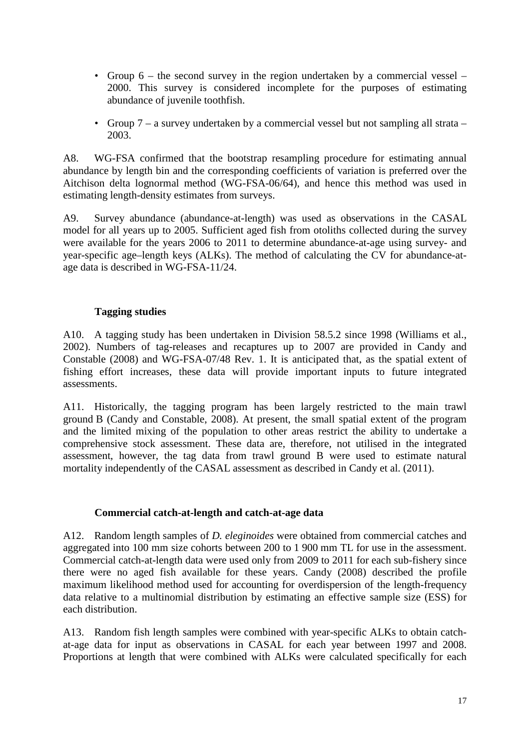- Group 6 – the second survey in the region undertaken by a commercial vessel – 2000. This survey is considered incomplete for the purposes of estimating abundance of juvenile toothfish.

- Group 7 – a survey undertaken by a commercial vessel but not sampling all strata – 2003.

A8. WG-FSA confirmed that the bootstrap resampling procedure for estimating annual abundance by length bin and the corresponding coefficients of variation is preferred over the Aitchison delta lognormal method (WG-FSA-06/64), and hence this method was used in estimating length-density estimates from surveys.

A9. Survey abundance (abundance-at-length) was used as observations in the CASAL model for all years up to 2005. Sufficient aged fish from otoliths collected during the survey were available for the years 2006 to 2011 to determine abundance-at-age using survey- and year-specific age–length keys (ALKs). The method of calculating the CV for abundance-at-age data is described in WG-FSA-11/24.

### Tagging studies

A10. A tagging study has been undertaken in Division 58.5.2 since 1998 (Williams et al., 2002). Numbers of tag-releases and recaptures up to 2007 are provided in Candy and Constable (2008) and WG-FSA-07/48 Rev. 1. It is anticipated that, as the spatial extent of fishing effort increases, these data will provide important inputs to future integrated assessments.

A11. Historically, the tagging program has been largely restricted to the main trawl ground B (Candy and Constable, 2008). At present, the small spatial extent of the program and the limited mixing of the population to other areas restrict the ability to undertake a comprehensive stock assessment. These data are, therefore, not utilised in the integrated assessment, however, the tag data from trawl ground B were used to estimate natural mortality independently of the CASAL assessment as described in Candy et al. (2011).

### Commercial catch-at-length and catch-at-age data

A12. Random length samples of *D. eleginoides* were obtained from commercial catches and aggregated into 100 mm size cohorts between 200 to 1 900 mm TL for use in the assessment. Commercial catch-at-length data were used only from 2009 to 2011 for each sub-fishery since there were no aged fish available for these years. Candy (2008) described the profile maximum likelihood method used for accounting for overdispersion of the length-frequency data relative to a multinomial distribution by estimating an effective sample size (ESS) for each distribution.

A13. Random fish length samples were combined with year-specific ALKs to obtain catch-at-age data for input as observations in CASAL for each year between 1997 and 2008. Proportions at length that were combined with ALKs were calculated specifically for each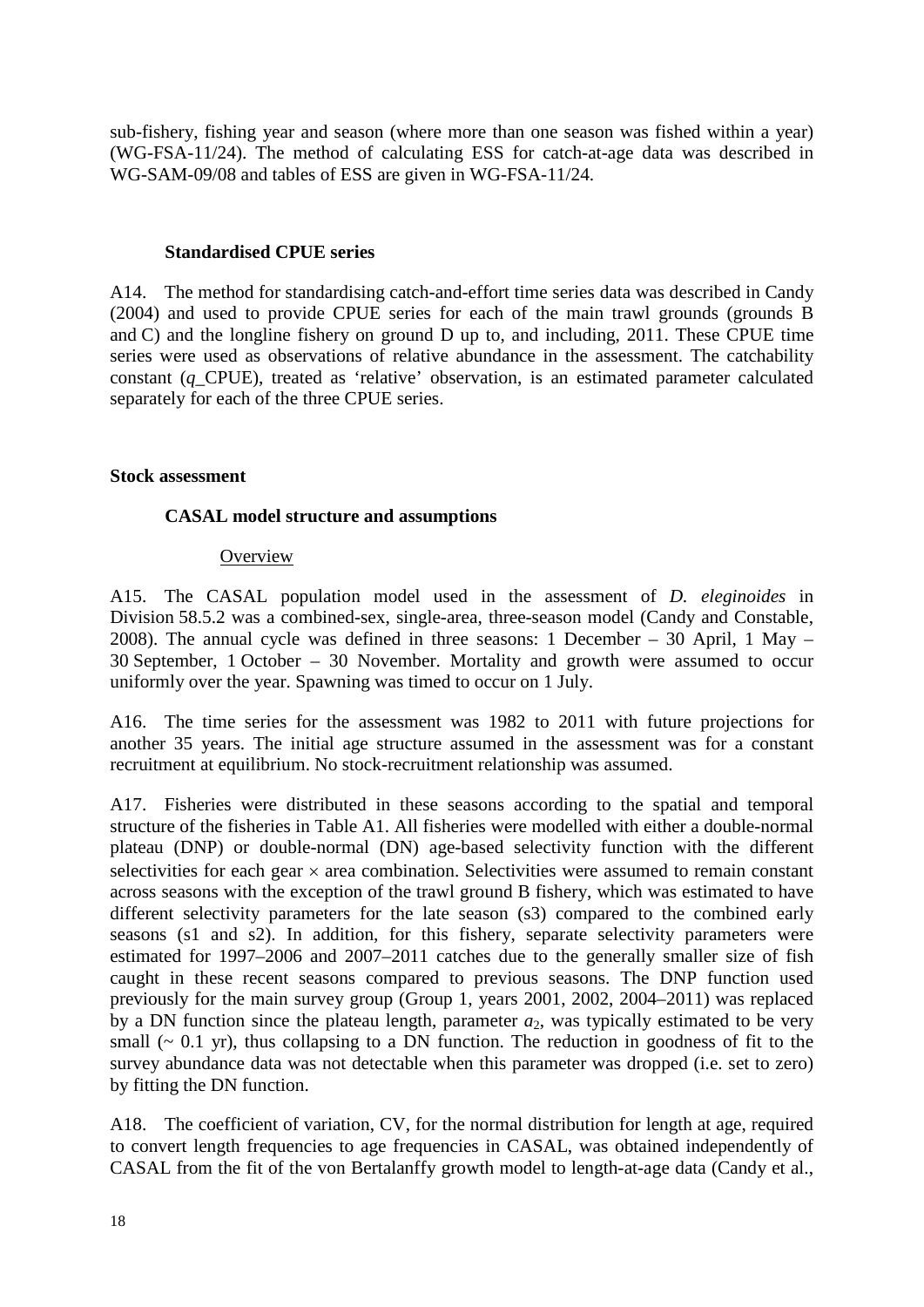sub-fishery, fishing year and season (where more than one season was fished within a year) (WG-FSA-11/24). The method of calculating ESS for catch-at-age data was described in WG-SAM-09/08 and tables of ESS are given in WG-FSA-11/24.

### Standardised CPUE series

A14. The method for standardising catch-and-effort time series data was described in Candy (2004) and used to provide CPUE series for each of the main trawl grounds (grounds B and C) and the longline fishery on ground D up to, and including, 2011. These CPUE time series were used as observations of relative abundance in the assessment. The catchability constant (*q*_CPUE), treated as 'relative' observation, is an estimated parameter calculated separately for each of the three CPUE series.

## Stock assessment

### CASAL model structure and assumptions

#### Overview

A15. The CASAL population model used in the assessment of *D. eleginoides* in Division 58.5.2 was a combined-sex, single-area, three-season model (Candy and Constable, 2008). The annual cycle was defined in three seasons: 1 December – 30 April, 1 May – 30 September, 1 October – 30 November. Mortality and growth were assumed to occur uniformly over the year. Spawning was timed to occur on 1 July.

A16. The time series for the assessment was 1982 to 2011 with future projections for another 35 years. The initial age structure assumed in the assessment was for a constant recruitment at equilibrium. No stock-recruitment relationship was assumed.

A17. Fisheries were distributed in these seasons according to the spatial and temporal structure of the fisheries in Table A1. All fisheries were modelled with either a double-normal plateau (DNP) or double-normal (DN) age-based selectivity function with the different selectivities for each gear × area combination. Selectivities were assumed to remain constant across seasons with the exception of the trawl ground B fishery, which was estimated to have different selectivity parameters for the late season (s3) compared to the combined early seasons (s1 and s2). In addition, for this fishery, separate selectivity parameters were estimated for 1997–2006 and 2007–2011 catches due to the generally smaller size of fish caught in these recent seasons compared to previous seasons. The DNP function used previously for the main survey group (Group 1, years 2001, 2002, 2004–2011) was replaced by a DN function since the plateau length, parameter $a_2$, was typically estimated to be very small (~ 0.1 yr), thus collapsing to a DN function. The reduction in goodness of fit to the survey abundance data was not detectable when this parameter was dropped (i.e. set to zero) by fitting the DN function.

A18. The coefficient of variation, CV, for the normal distribution for length at age, required to convert length frequencies to age frequencies in CASAL, was obtained independently of CASAL from the fit of the von Bertalanffy growth model to length-at-age data (Candy et al.,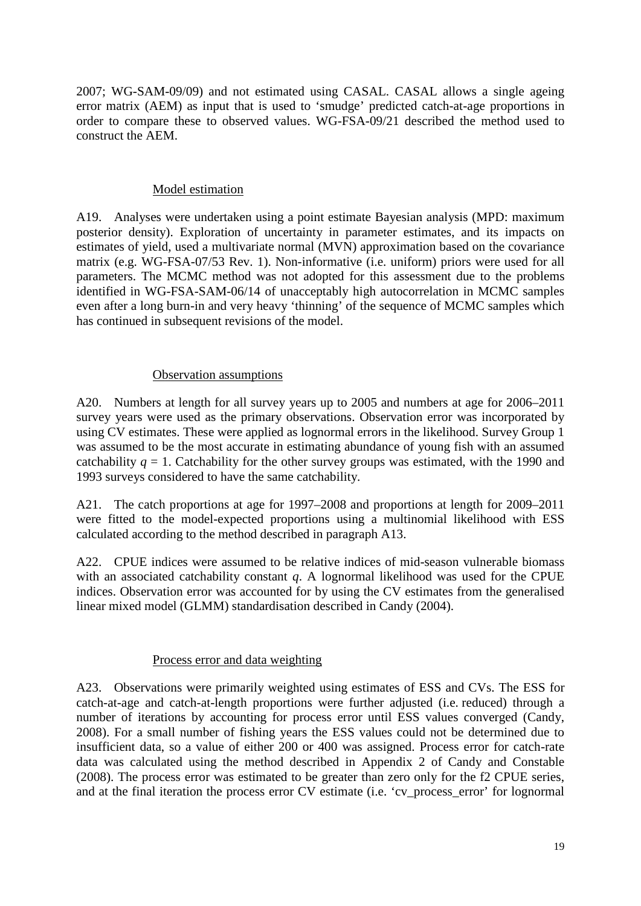2007; WG-SAM-09/09) and not estimated using CASAL. CASAL allows a single ageing error matrix (AEM) as input that is used to 'smudge' predicted catch-at-age proportions in order to compare these to observed values. WG-FSA-09/21 described the method used to construct the AEM.

### Model estimation

A19. Analyses were undertaken using a point estimate Bayesian analysis (MPD: maximum posterior density). Exploration of uncertainty in parameter estimates, and its impacts on estimates of yield, used a multivariate normal (MVN) approximation based on the covariance matrix (e.g. WG-FSA-07/53 Rev. 1). Non-informative (i.e. uniform) priors were used for all parameters. The MCMC method was not adopted for this assessment due to the problems identified in WG-FSA-SAM-06/14 of unacceptably high autocorrelation in MCMC samples even after a long burn-in and very heavy 'thinning' of the sequence of MCMC samples which has continued in subsequent revisions of the model.

### Observation assumptions

A20. Numbers at length for all survey years up to 2005 and numbers at age for 2006–2011 survey years were used as the primary observations. Observation error was incorporated by using CV estimates. These were applied as lognormal errors in the likelihood. Survey Group 1 was assumed to be the most accurate in estimating abundance of young fish with an assumed catchability $q = 1$. Catchability for the other survey groups was estimated, with the 1990 and 1993 surveys considered to have the same catchability.

A21. The catch proportions at age for 1997–2008 and proportions at length for 2009–2011 were fitted to the model-expected proportions using a multinomial likelihood with ESS calculated according to the method described in paragraph A13.

A22. CPUE indices were assumed to be relative indices of mid-season vulnerable biomass with an associated catchability constant $q$. A lognormal likelihood was used for the CPUE indices. Observation error was accounted for by using the CV estimates from the generalised linear mixed model (GLMM) standardisation described in Candy (2004).

### Process error and data weighting

A23. Observations were primarily weighted using estimates of ESS and CVs. The ESS for catch-at-age and catch-at-length proportions were further adjusted (i.e. reduced) through a number of iterations by accounting for process error until ESS values converged (Candy, 2008). For a small number of fishing years the ESS values could not be determined due to insufficient data, so a value of either 200 or 400 was assigned. Process error for catch-rate data was calculated using the method described in Appendix 2 of Candy and Constable (2008). The process error was estimated to be greater than zero only for the f2 CPUE series, and at the final iteration the process error CV estimate (i.e. 'cv_process_error' for lognormal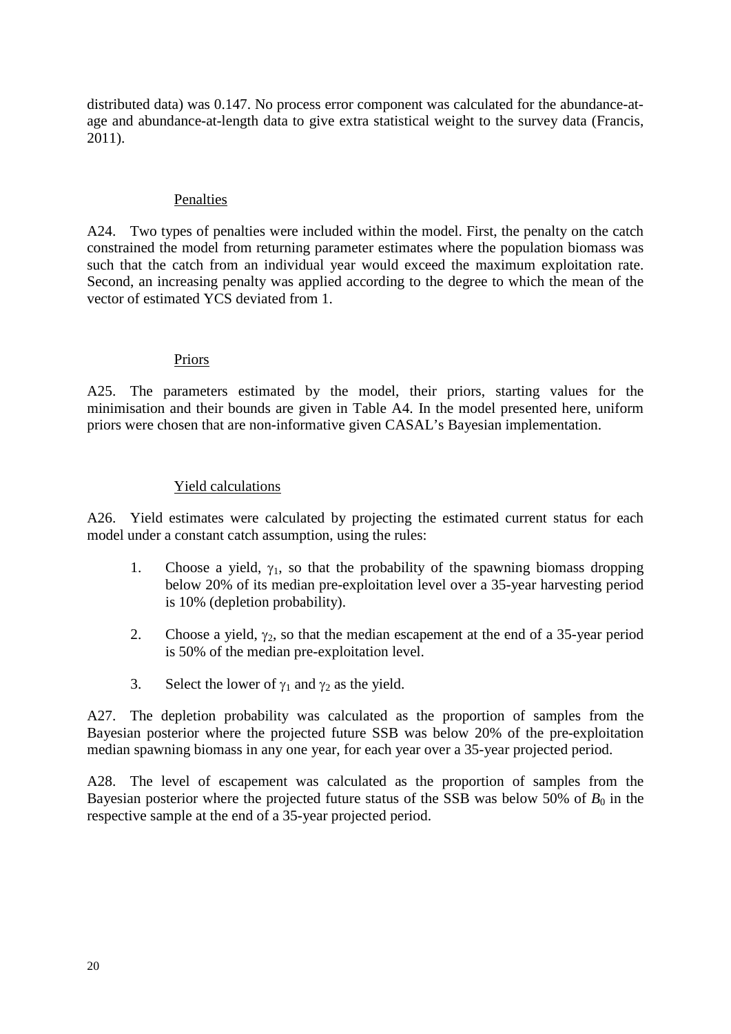distributed data) was 0.147. No process error component was calculated for the abundance-at-age and abundance-at-length data to give extra statistical weight to the survey data (Francis, 2011).

### Penalties

A24. Two types of penalties were included within the model. First, the penalty on the catch constrained the model from returning parameter estimates where the population biomass was such that the catch from an individual year would exceed the maximum exploitation rate. Second, an increasing penalty was applied according to the degree to which the mean of the vector of estimated YCS deviated from 1.

### Priors

A25. The parameters estimated by the model, their priors, starting values for the minimisation and their bounds are given in Table A4. In the model presented here, uniform priors were chosen that are non-informative given CASAL's Bayesian implementation.

### Yield calculations

A26. Yield estimates were calculated by projecting the estimated current status for each model under a constant catch assumption, using the rules:

1. Choose a yield, $\gamma_1$, so that the probability of the spawning biomass dropping below 20% of its median pre-exploitation level over a 35-year harvesting period is 10% (depletion probability).

2. Choose a yield, $\gamma_2$, so that the median escapement at the end of a 35-year period is 50% of the median pre-exploitation level.

3. Select the lower of $\gamma_1$ and $\gamma_2$ as the yield.

A27. The depletion probability was calculated as the proportion of samples from the Bayesian posterior where the projected future SSB was below 20% of the pre-exploitation median spawning biomass in any one year, for each year over a 35-year projected period.

A28. The level of escapement was calculated as the proportion of samples from the Bayesian posterior where the projected future status of the SSB was below 50% of $B_0$ in the respective sample at the end of a 35-year projected period.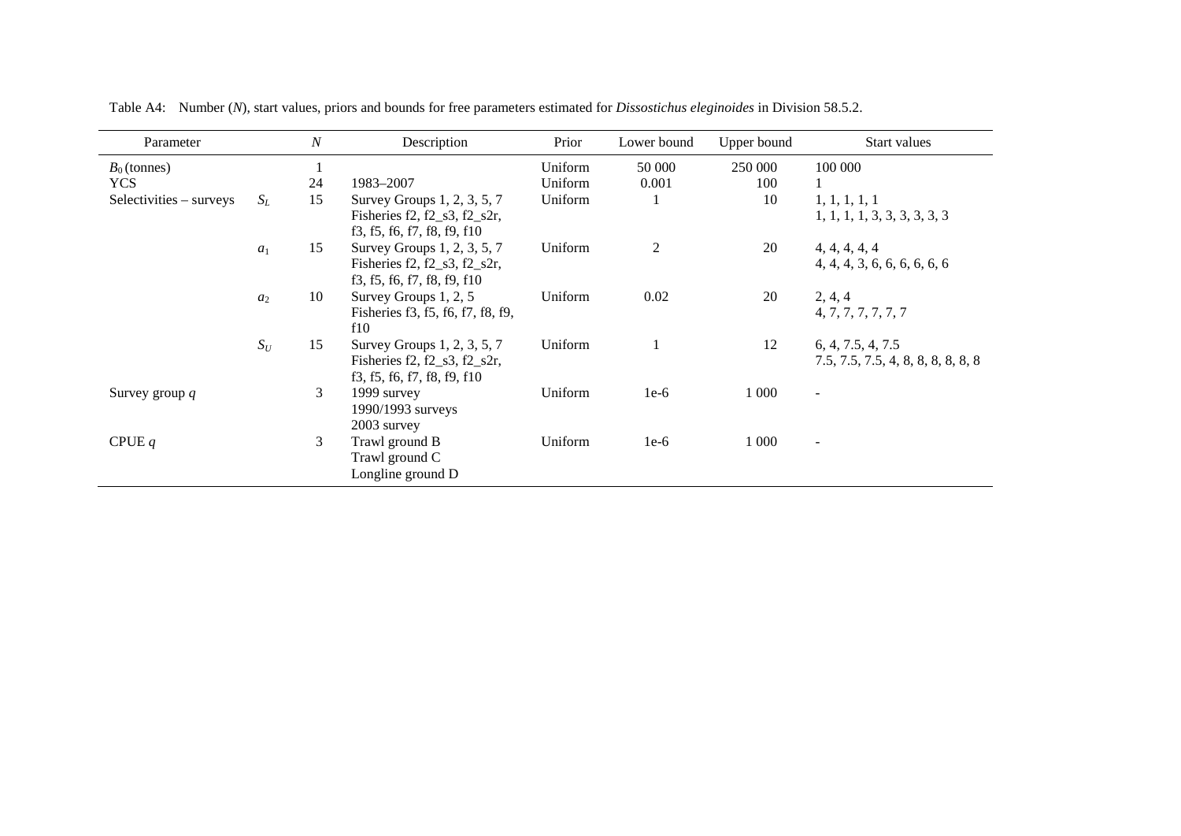Table A4: Number ($N$), start values, priors and bounds for free parameters estimated for *Dissostichus eleginoides* in Division 58.5.2.

| Parameter | | $N$ | Description | Prior | Lower bound | Upper bound | Start values |
|---|---|---|---|---|---|---|---|
| $B_0$ (tonnes) | | 1 | | Uniform | 50 000 | 250 000 | 100 000 |
| YCS | | 24 | 1983–2007 | Uniform | 0.001 | 100 | 1 |
| Selectivities – surveys | $S_L$ | 15 | Survey Groups 1, 2, 3, 5, 7<br>Fisheries f2, f2_s3, f2_s2r, f3, f5, f6, f7, f8, f9, f10 | Uniform | 1 | 10 | 1, 1, 1, 1, 1<br>1, 1, 1, 1, 3, 3, 3, 3, 3, 3 |
| | $a_1$ | 15 | Survey Groups 1, 2, 3, 5, 7<br>Fisheries f2, f2_s3, f2_s2r, f3, f5, f6, f7, f8, f9, f10 | Uniform | 2 | 20 | 4, 4, 4, 4, 4<br>4, 4, 4, 3, 6, 6, 6, 6, 6, 6 |
| | $a_2$ | 10 | Survey Groups 1, 2, 5<br>Fisheries f3, f5, f6, f7, f8, f9, f10 | Uniform | 0.02 | 20 | 2, 4, 4<br>4, 7, 7, 7, 7, 7, 7 |
| | $S_U$ | 15 | Survey Groups 1, 2, 3, 5, 7<br>Fisheries f2, f2_s3, f2_s2r, f3, f5, f6, f7, f8, f9, f10 | Uniform | 1 | 12 | 6, 4, 7.5, 4, 7.5<br>7.5, 7.5, 7.5, 4, 8, 8, 8, 8, 8, 8 |
| Survey group $q$ | | 3 | 1999 survey<br>1990/1993 surveys<br>2003 survey | Uniform | 1e-6 | 1 000 | - |
| CPUE $q$ | | 3 | Trawl ground B<br>Trawl ground C<br>Longline ground D | Uniform | 1e-6 | 1 000 | - |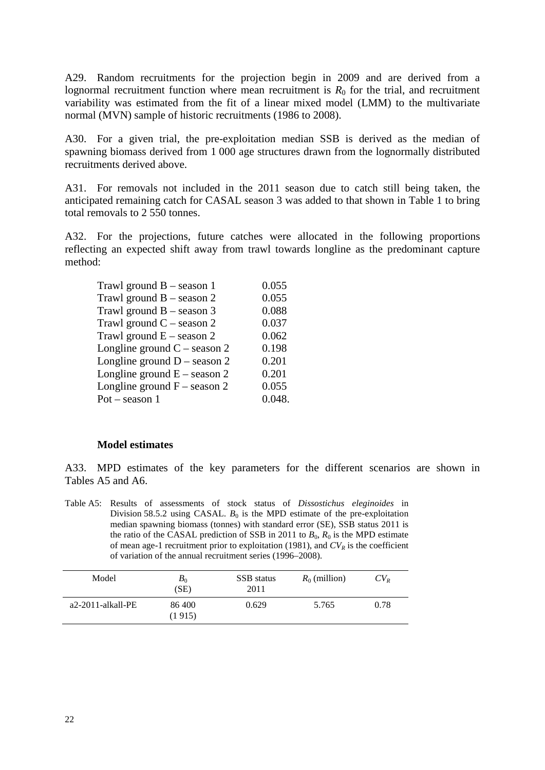A29. Random recruitments for the projection begin in 2009 and are derived from a lognormal recruitment function where mean recruitment is $R_0$ for the trial, and recruitment variability was estimated from the fit of a linear mixed model (LMM) to the multivariate normal (MVN) sample of historic recruitments (1986 to 2008).

A30. For a given trial, the pre-exploitation median SSB is derived as the median of spawning biomass derived from 1 000 age structures drawn from the lognormally distributed recruitments derived above.

A31. For removals not included in the 2011 season due to catch still being taken, the anticipated remaining catch for CASAL season 3 was added to that shown in Table 1 to bring total removals to 2 550 tonnes.

A32. For the projections, future catches were allocated in the following proportions reflecting an expected shift away from trawl towards longline as the predominant capture method:

| | |
|---|---|
| Trawl ground B – season 1 | 0.055 |
| Trawl ground B – season 2 | 0.055 |
| Trawl ground B – season 3 | 0.088 |
| Trawl ground C – season 2 | 0.037 |
| Trawl ground E – season 2 | 0.062 |
| Longline ground C – season 2 | 0.198 |
| Longline ground D – season 2 | 0.201 |
| Longline ground E – season 2 | 0.201 |
| Longline ground F – season 2 | 0.055 |
| Pot – season 1 | 0.048. |

### Model estimates

A33. MPD estimates of the key parameters for the different scenarios are shown in Tables A5 and A6.

Table A5: Results of assessments of stock status of *Dissostichus eleginoides* in Division 58.5.2 using CASAL. $B_0$ is the MPD estimate of the pre-exploitation median spawning biomass (tonnes) with standard error (SE), SSB status 2011 is the ratio of the CASAL prediction of SSB in 2011 to $B_0$, $R_0$ is the MPD estimate of mean age-1 recruitment prior to exploitation (1981), and $CV_R$ is the coefficient of variation of the annual recruitment series (1996–2008).

| Model | $B_0$ (SE) | SSB status 2011 | $R_0$ (million) | $CV_R$ |
|---|---|---|---|---|
| a2-2011-alkall-PE | 86 400 (1 915) | 0.629 | 5.765 | 0.78 |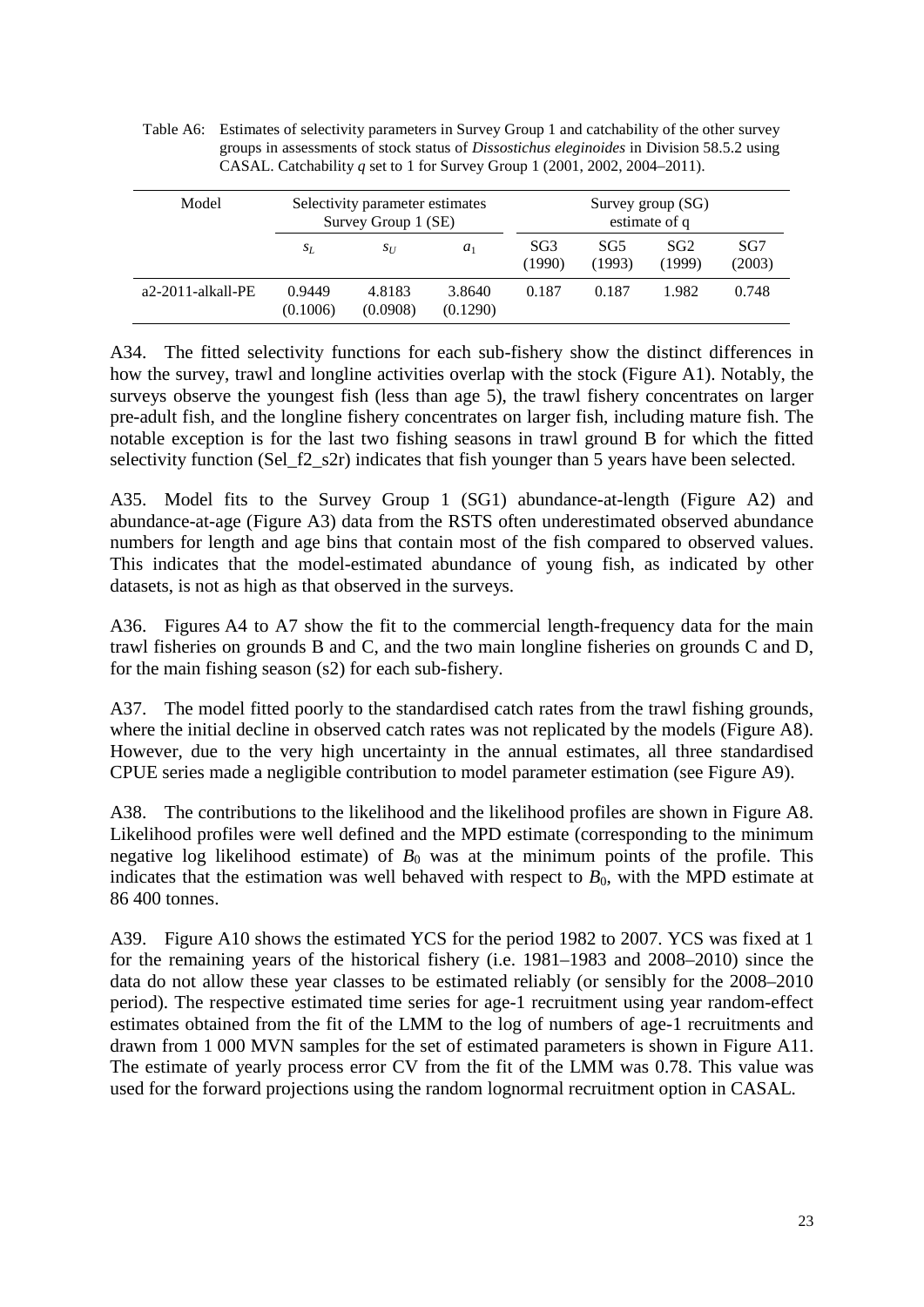Table A6: Estimates of selectivity parameters in Survey Group 1 and catchability of the other survey groups in assessments of stock status of *Dissostichus eleginoides* in Division 58.5.2 using CASAL. Catchability $q$ set to 1 for Survey Group 1 (2001, 2002, 2004–2011).

| Model | Selectivity parameter estimates Survey Group 1 (SE) | | | Survey group (SG) estimate of q | | | |
|---|---|---|---|---|---|---|---|
| | $s_L$ | $s_U$ | $a_1$ | SG3 (1990) | SG5 (1993) | SG2 (1999) | SG7 (2003) |
| a2-2011-alkall-PE | 0.9449 (0.1006) | 4.8183 (0.0908) | 3.8640 (0.1290) | 0.187 | 0.187 | 1.982 | 0.748 |

A34. The fitted selectivity functions for each sub-fishery show the distinct differences in how the survey, trawl and longline activities overlap with the stock (Figure A1). Notably, the surveys observe the youngest fish (less than age 5), the trawl fishery concentrates on larger pre-adult fish, and the longline fishery concentrates on larger fish, including mature fish. The notable exception is for the last two fishing seasons in trawl ground B for which the fitted selectivity function (Sel_f2_s2r) indicates that fish younger than 5 years have been selected.

A35. Model fits to the Survey Group 1 (SG1) abundance-at-length (Figure A2) and abundance-at-age (Figure A3) data from the RSTS often underestimated observed abundance numbers for length and age bins that contain most of the fish compared to observed values. This indicates that the model-estimated abundance of young fish, as indicated by other datasets, is not as high as that observed in the surveys.

A36. Figures A4 to A7 show the fit to the commercial length-frequency data for the main trawl fisheries on grounds B and C, and the two main longline fisheries on grounds C and D, for the main fishing season (s2) for each sub-fishery.

A37. The model fitted poorly to the standardised catch rates from the trawl fishing grounds, where the initial decline in observed catch rates was not replicated by the models (Figure A8). However, due to the very high uncertainty in the annual estimates, all three standardised CPUE series made a negligible contribution to model parameter estimation (see Figure A9).

A38. The contributions to the likelihood and the likelihood profiles are shown in Figure A8. Likelihood profiles were well defined and the MPD estimate (corresponding to the minimum negative log likelihood estimate) of $B_0$ was at the minimum points of the profile. This indicates that the estimation was well behaved with respect to $B_0$, with the MPD estimate at 86 400 tonnes.

A39. Figure A10 shows the estimated YCS for the period 1982 to 2007. YCS was fixed at 1 for the remaining years of the historical fishery (i.e. 1981–1983 and 2008–2010) since the data do not allow these year classes to be estimated reliably (or sensibly for the 2008–2010 period). The respective estimated time series for age-1 recruitment using year random-effect estimates obtained from the fit of the LMM to the log of numbers of age-1 recruitments and drawn from 1 000 MVN samples for the set of estimated parameters is shown in Figure A11. The estimate of yearly process error CV from the fit of the LMM was 0.78. This value was used for the forward projections using the random lognormal recruitment option in CASAL.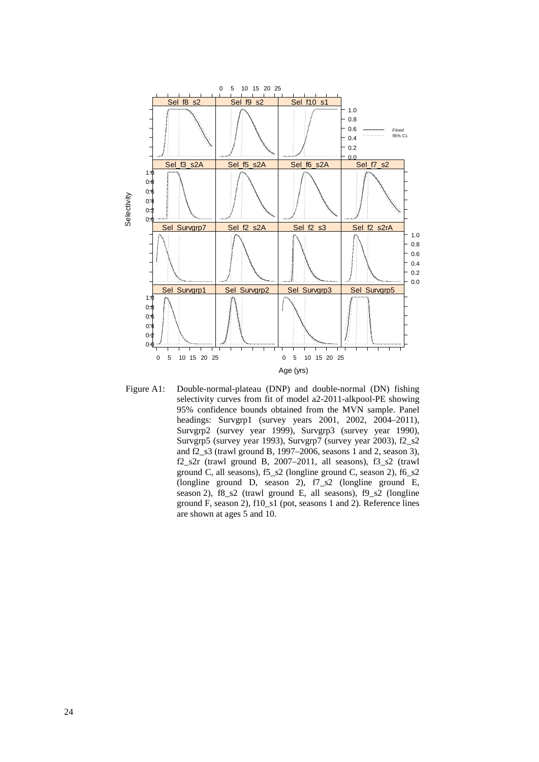Figure A1: Double-normal-plateau (DNP) and double-normal (DN) fishing selectivity curves from fit of model a2-2011-alkpool-PE showing 95% confidence bounds obtained from the MVN sample. Panel headings: Survgrp1 (survey years 2001, 2002, 2004–2011), Survgrp2 (survey year 1999), Survgrp3 (survey year 1990), Survgrp5 (survey year 1993), Survgrp7 (survey year 2003), f2_s2 and f2_s3 (trawl ground B, 1997–2006, seasons 1 and 2, season 3), f2_s2r (trawl ground B, 2007–2011, all seasons), f3_s2 (trawl ground C, all seasons), f5_s2 (longline ground C, season 2), f6_s2 (longline ground D, season 2), f7_s2 (longline ground E, season 2), f8_s2 (trawl ground E, all seasons), f9_s2 (longline ground F, season 2), f10_s1 (pot, seasons 1 and 2). Reference lines are shown at ages 5 and 10.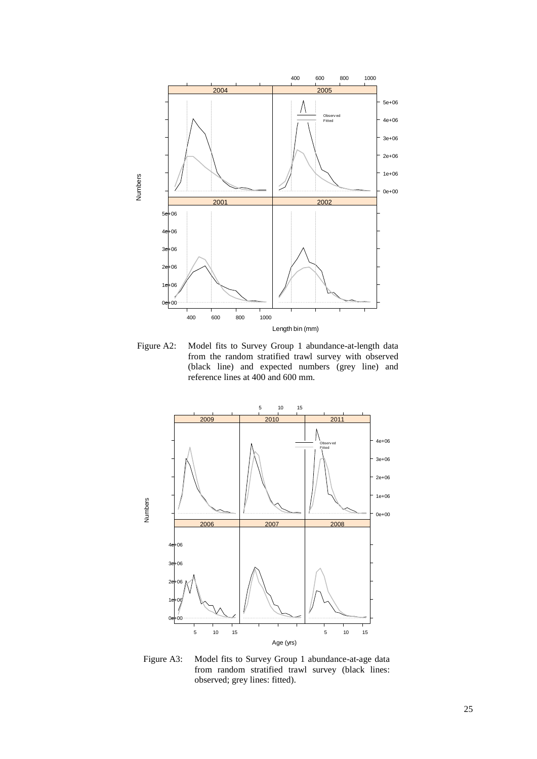Figure A2: Model fits to Survey Group 1 abundance-at-length data from the random stratified trawl survey with observed (black line) and expected numbers (grey line) and reference lines at 400 and 600 mm.

Figure A3: Model fits to Survey Group 1 abundance-at-age data from random stratified trawl survey (black lines: observed; grey lines: fitted).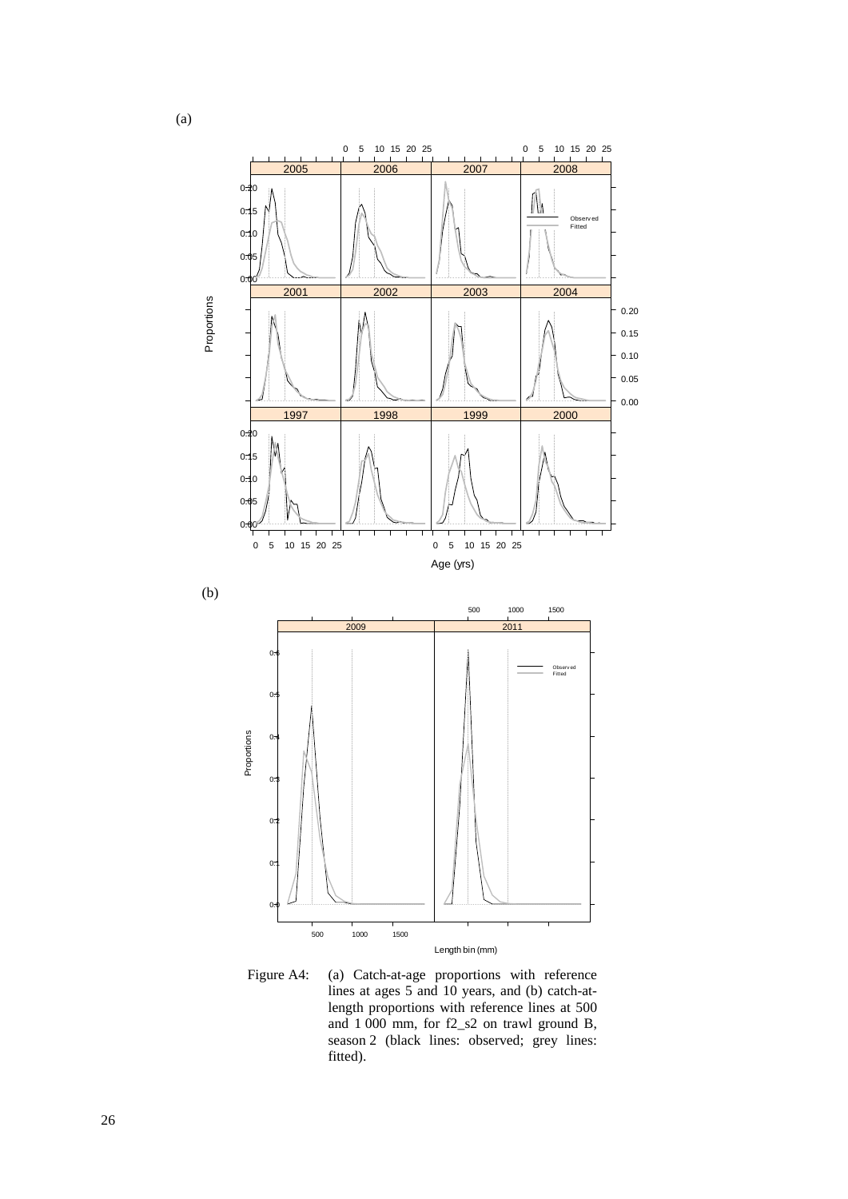(a)

(b)

Figure A4: (a) Catch-at-age proportions with reference lines at ages 5 and 10 years, and (b) catch-at-length proportions with reference lines at 500 and 1 000 mm, for f2_s2 on trawl ground B, season 2 (black lines: observed; grey lines: fitted).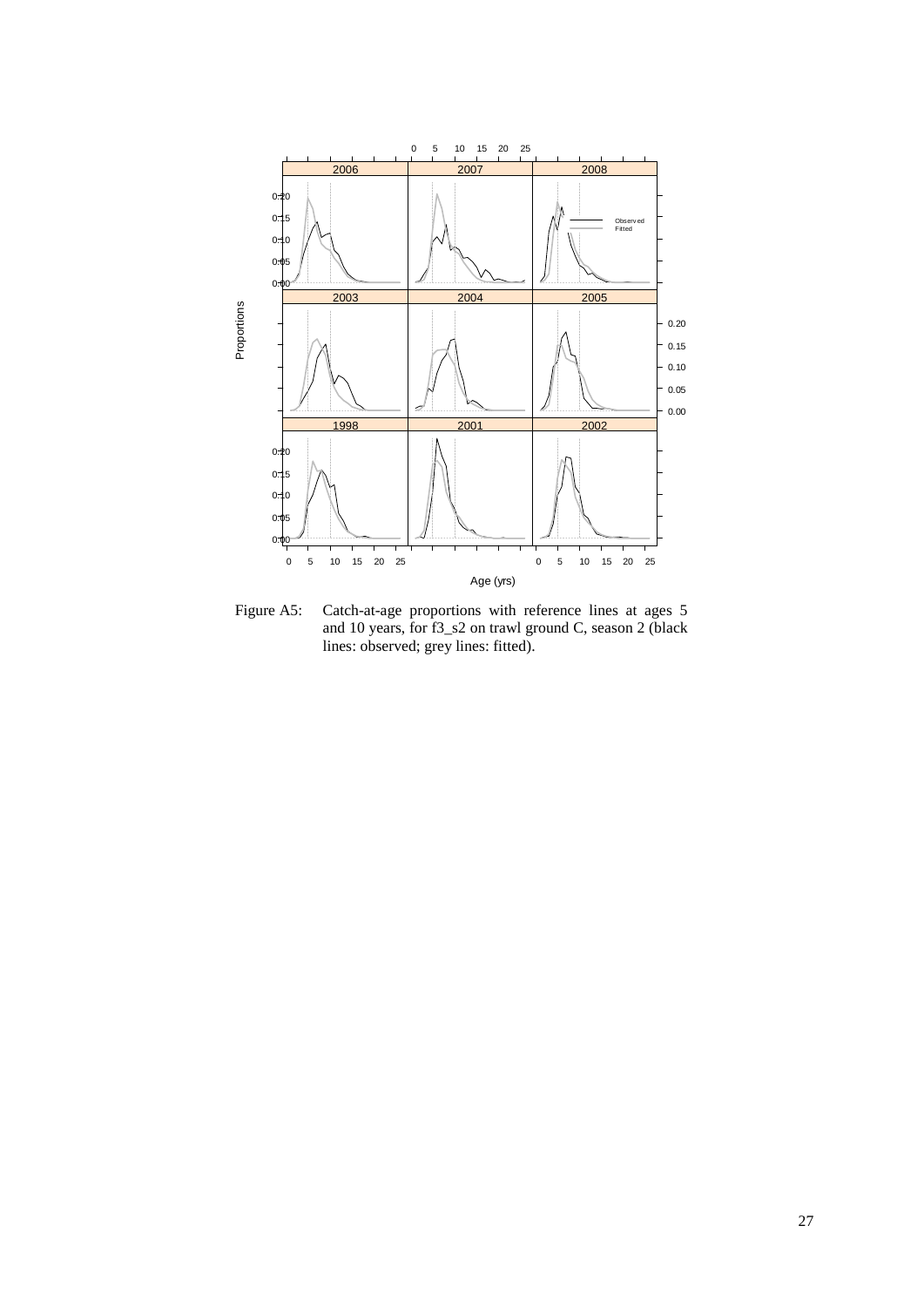Figure A5: Catch-at-age proportions with reference lines at ages 5 and 10 years, for f3_s2 on trawl ground C, season 2 (black lines: observed; grey lines: fitted).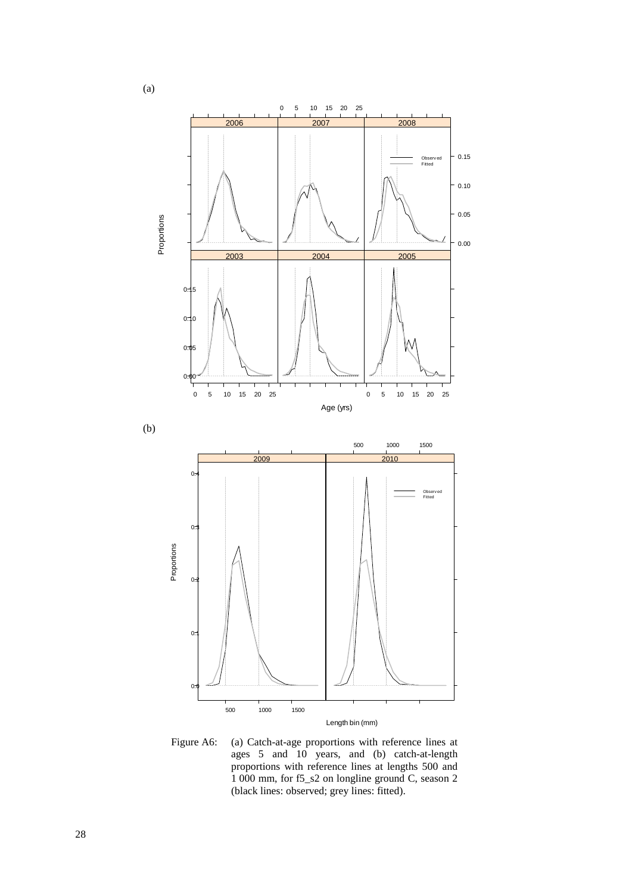(a)

(b)

Figure A6: (a) Catch-at-age proportions with reference lines at ages 5 and 10 years, and (b) catch-at-length proportions with reference lines at lengths 500 and 1 000 mm, for f5_s2 on longline ground C, season 2 (black lines: observed; grey lines: fitted).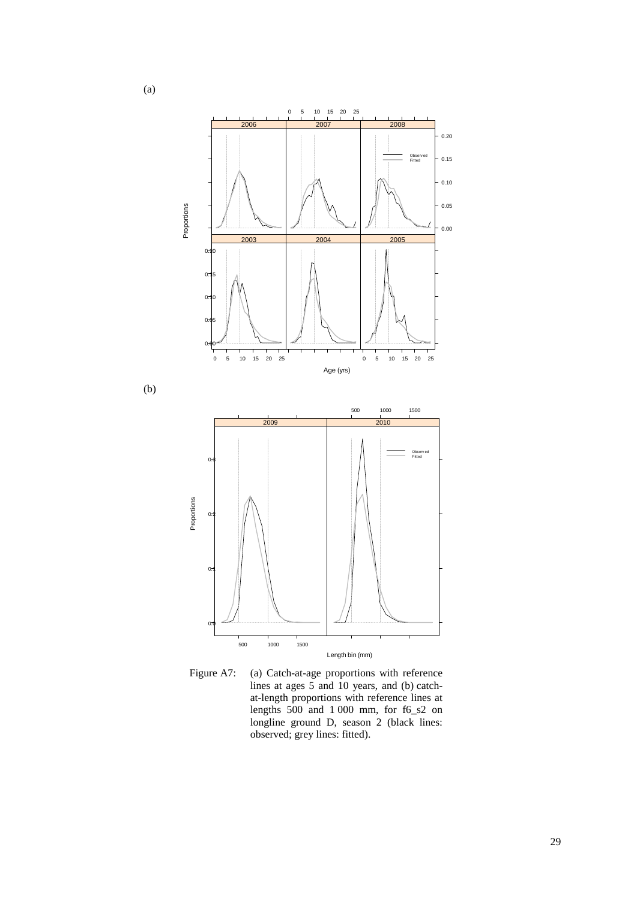(a)

(b)

Figure A7: (a) Catch-at-age proportions with reference lines at ages 5 and 10 years, and (b) catch-at-length proportions with reference lines at lengths 500 and 1 000 mm, for f6_s2 on longline ground D, season 2 (black lines: observed; grey lines: fitted).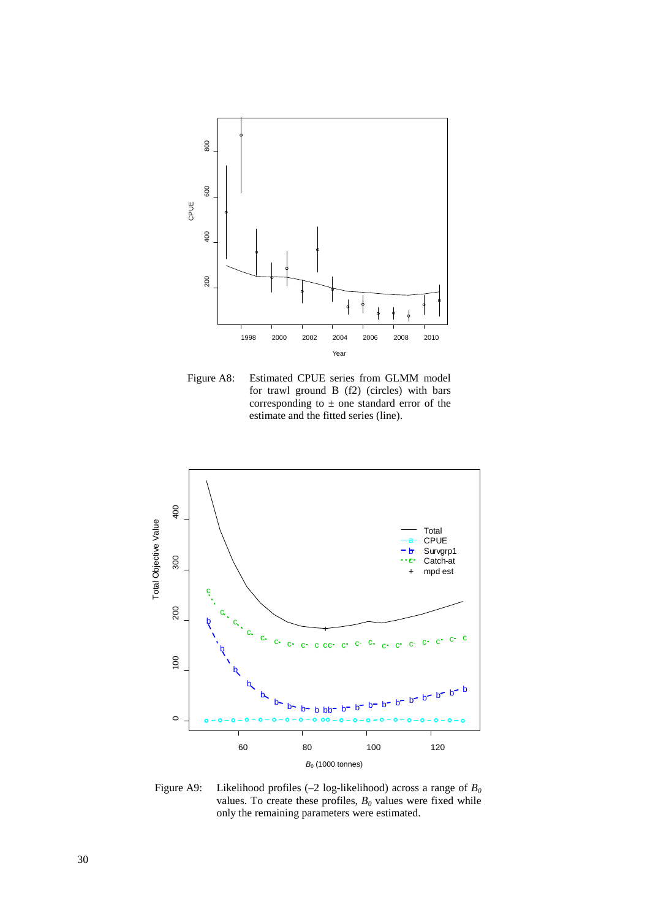Figure A8: Estimated CPUE series from GLMM model for trawl ground B (f2) (circles) with bars corresponding to ± one standard error of the estimate and the fitted series (line).

Figure A9: Likelihood profiles (–2 log-likelihood) across a range of $B_0$ values. To create these profiles, $B_0$ values were fixed while only the remaining parameters were estimated.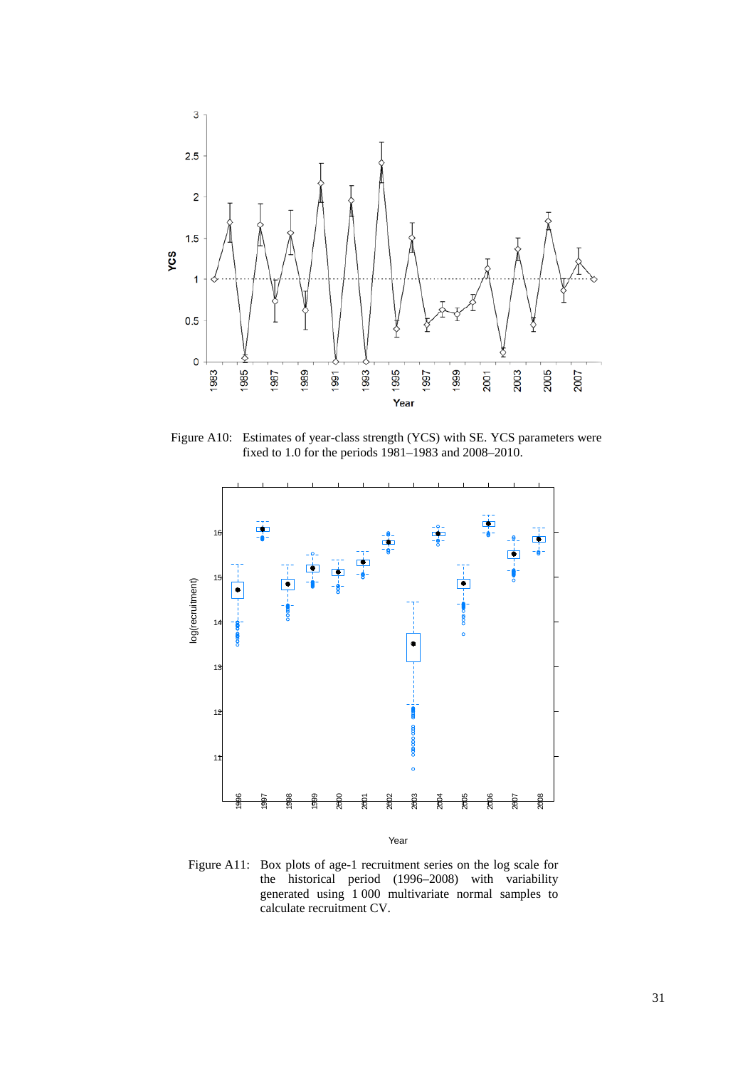Figure A10: Estimates of year-class strength (YCS) with SE. YCS parameters were fixed to 1.0 for the periods 1981–1983 and 2008–2010.

Figure A11: Box plots of age-1 recruitment series on the log scale for the historical period (1996–2008) with variability generated using 1 000 multivariate normal samples to calculate recruitment CV.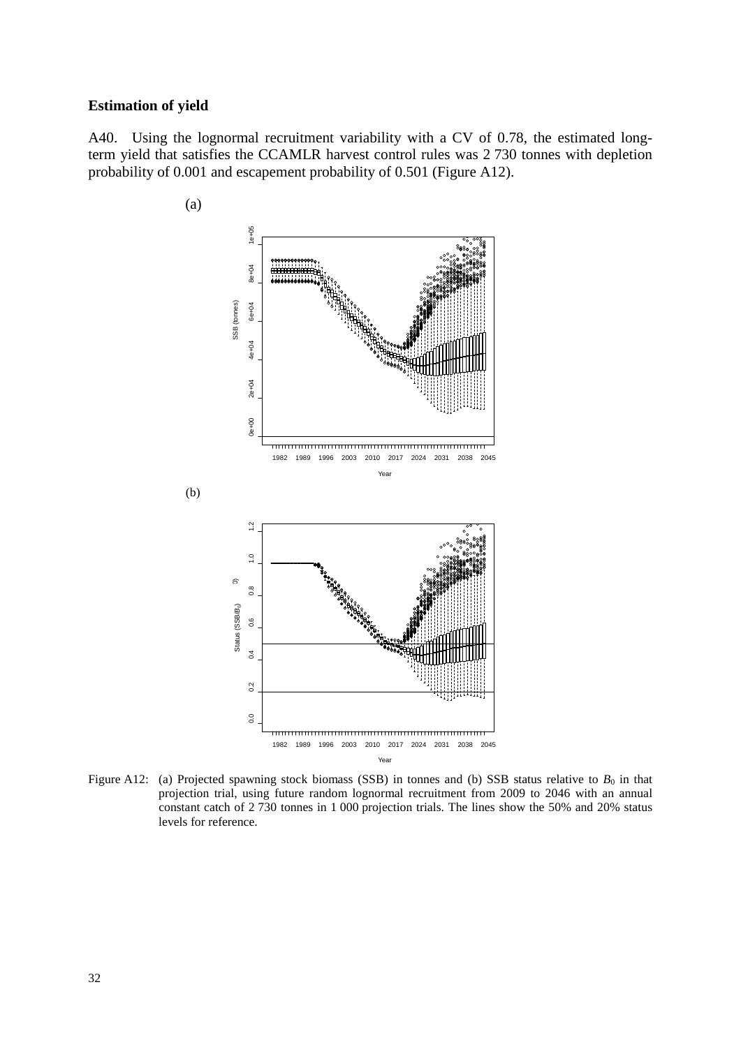### Estimation of yield

A40. Using the lognormal recruitment variability with a CV of 0.78, the estimated long-term yield that satisfies the CCAMLR harvest control rules was 2 730 tonnes with depletion probability of 0.001 and escapement probability of 0.501 (Figure A12).

(a)

SSB (tonnes)

0e+00
2e+04
4e+04
6e+04
8e+04
1e+05

1982 1989 1996 2003 2010 2017 2024 2031 2038 2045

Year

(b)

Status (SSB/$B_0$)

0.0
0.2
0.4
0.6
0.8
1.0
1.2

1982 1989 1996 2003 2010 2017 2024 2031 2038 2045

Year

Figure A12: (a) Projected spawning stock biomass (SSB) in tonnes and (b) SSB status relative to $B_0$ in that projection trial, using future random lognormal recruitment from 2009 to 2046 with an annual constant catch of 2 730 tonnes in 1 000 projection trials. The lines show the 50% and 20% status levels for reference.